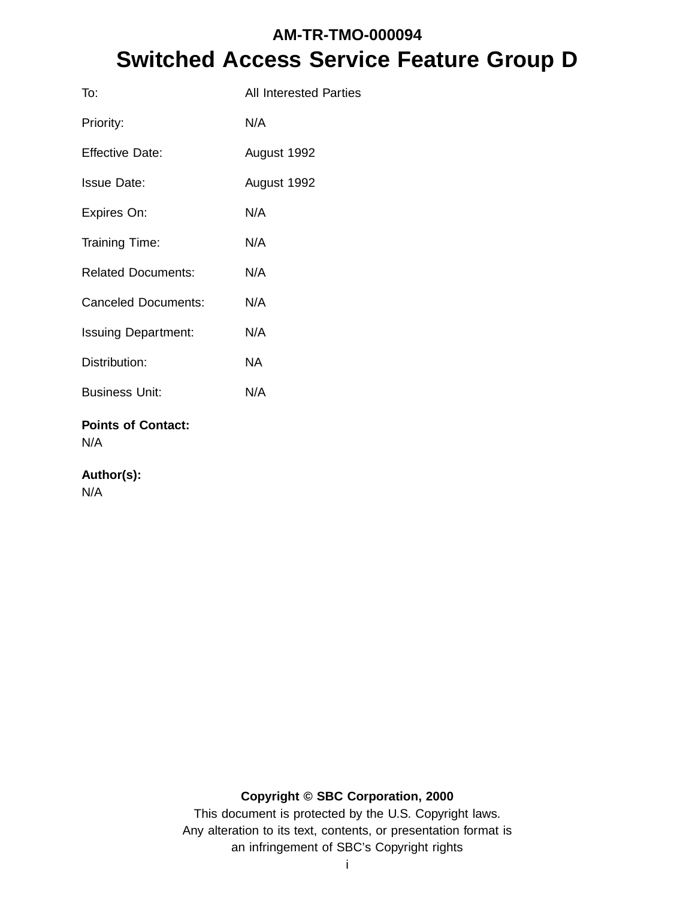# AM-TR-TMO-000094

# Switched Access Service Feature Group D

| | |
|---|---|
| To: | All Interested Parties |
| Priority: | N/A |
| Effective Date: | August 1992 |
| Issue Date: | August 1992 |
| Expires On: | N/A |
| Training Time: | N/A |
| Related Documents: | N/A |
| Canceled Documents: | N/A |
| Issuing Department: | N/A |
| Distribution: | NA |
| Business Unit: | N/A |

**Points of Contact:**
N/A

**Author(s):**
N/A

**Copyright © SBC Corporation, 2000**

This document is protected by the U.S. Copyright laws.
Any alteration to its text, contents, or presentation format is
an infringement of SBC's Copyright rights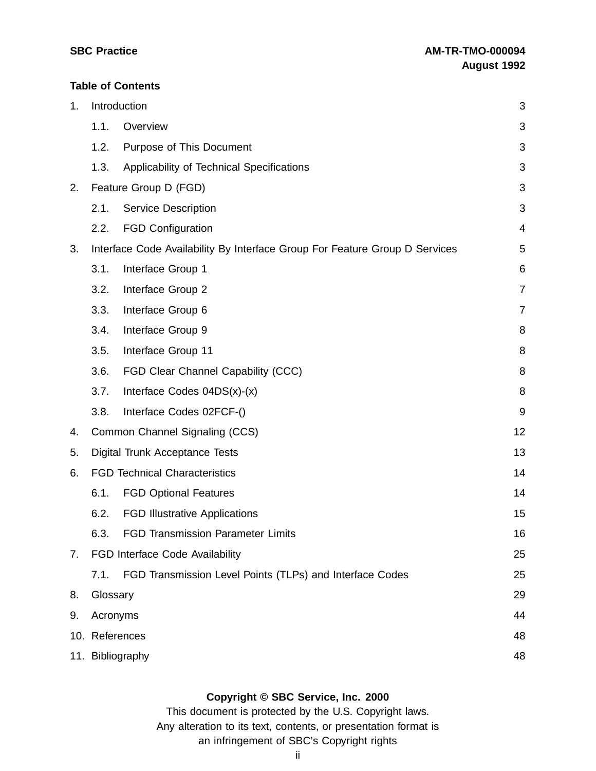## Table of Contents

1. Introduction 3
   - 1.1. Overview 3
   - 1.2. Purpose of This Document 3
   - 1.3. Applicability of Technical Specifications 3
2. Feature Group D (FGD) 3
   - 2.1. Service Description 3
   - 2.2. FGD Configuration 4
3. Interface Code Availability By Interface Group For Feature Group D Services 5
   - 3.1. Interface Group 1 6
   - 3.2. Interface Group 2 7
   - 3.3. Interface Group 6 7
   - 3.4. Interface Group 9 8
   - 3.5. Interface Group 11 8
   - 3.6. FGD Clear Channel Capability (CCC) 8
   - 3.7. Interface Codes 04DS(x)-(x) 8
   - 3.8. Interface Codes 02FCF-() 9
4. Common Channel Signaling (CCS) 12
5. Digital Trunk Acceptance Tests 13
6. FGD Technical Characteristics 14
   - 6.1. FGD Optional Features 14
   - 6.2. FGD Illustrative Applications 15
   - 6.3. FGD Transmission Parameter Limits 16
7. FGD Interface Code Availability 25
   - 7.1. FGD Transmission Level Points (TLPs) and Interface Codes 25
8. Glossary 29
9. Acronyms 44
10. References 48
11. Bibliography 48

**Copyright © SBC Service, Inc. 2000**

This document is protected by the U.S. Copyright laws.
Any alteration to its text, contents, or presentation format is
an infringement of SBC's Copyright rights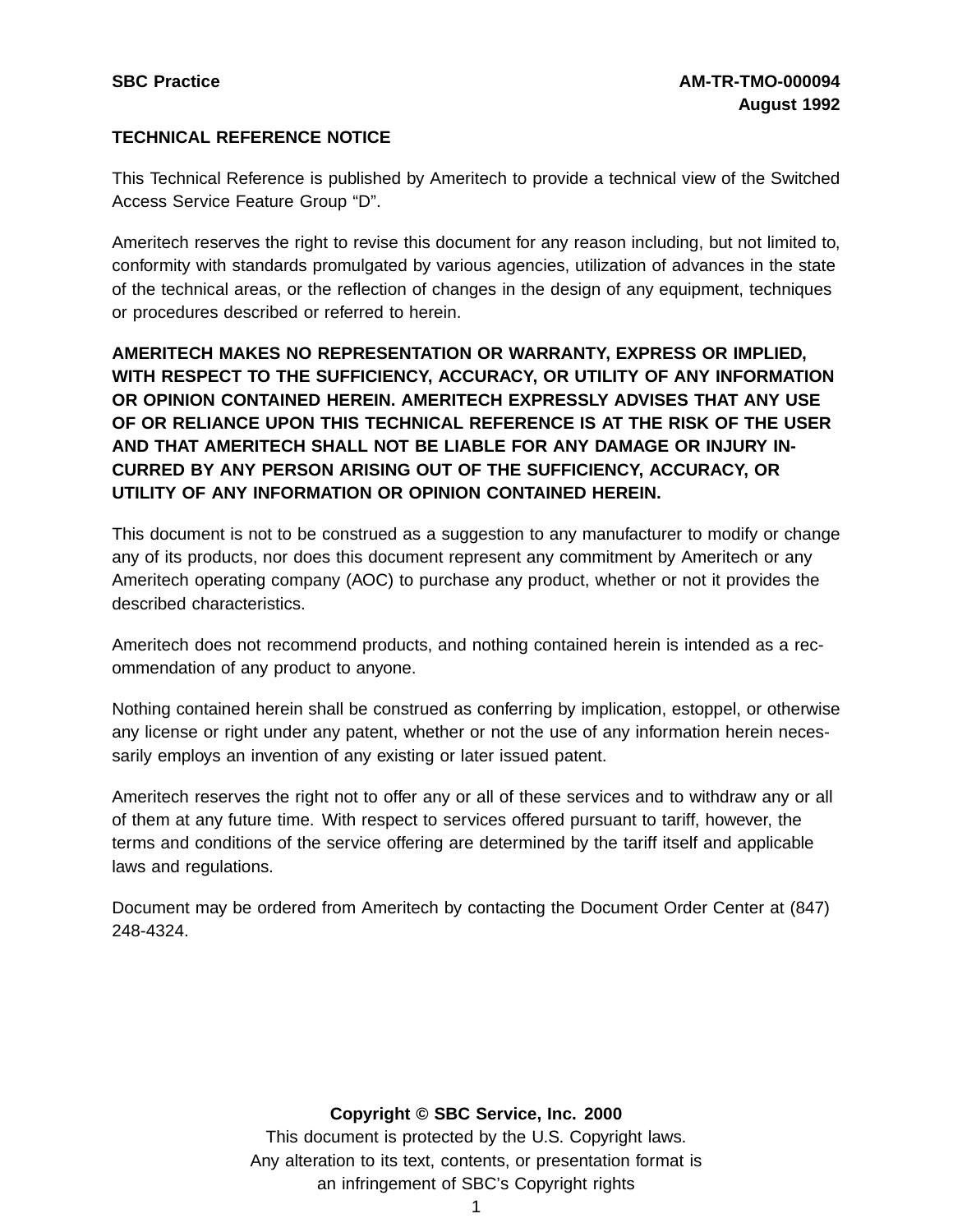**TECHNICAL REFERENCE NOTICE**

This Technical Reference is published by Ameritech to provide a technical view of the Switched Access Service Feature Group “D”.

Ameritech reserves the right to revise this document for any reason including, but not limited to, conformity with standards promulgated by various agencies, utilization of advances in the state of the technical areas, or the reflection of changes in the design of any equipment, techniques or procedures described or referred to herein.

**AMERITECH MAKES NO REPRESENTATION OR WARRANTY, EXPRESS OR IMPLIED, WITH RESPECT TO THE SUFFICIENCY, ACCURACY, OR UTILITY OF ANY INFORMATION OR OPINION CONTAINED HEREIN. AMERITECH EXPRESSLY ADVISES THAT ANY USE OF OR RELIANCE UPON THIS TECHNICAL REFERENCE IS AT THE RISK OF THE USER AND THAT AMERITECH SHALL NOT BE LIABLE FOR ANY DAMAGE OR INJURY INCURRED BY ANY PERSON ARISING OUT OF THE SUFFICIENCY, ACCURACY, OR UTILITY OF ANY INFORMATION OR OPINION CONTAINED HEREIN.**

This document is not to be construed as a suggestion to any manufacturer to modify or change any of its products, nor does this document represent any commitment by Ameritech or any Ameritech operating company (AOC) to purchase any product, whether or not it provides the described characteristics.

Ameritech does not recommend products, and nothing contained herein is intended as a recommendation of any product to anyone.

Nothing contained herein shall be construed as conferring by implication, estoppel, or otherwise any license or right under any patent, whether or not the use of any information herein necessarily employs an invention of any existing or later issued patent.

Ameritech reserves the right not to offer any or all of these services and to withdraw any or all of them at any future time. With respect to services offered pursuant to tariff, however, the terms and conditions of the service offering are determined by the tariff itself and applicable laws and regulations.

Document may be ordered from Ameritech by contacting the Document Order Center at (847) 248-4324.

**Copyright © SBC Service, Inc. 2000**

This document is protected by the U.S. Copyright laws.
Any alteration to its text, contents, or presentation format is an infringement of SBC’s Copyright rights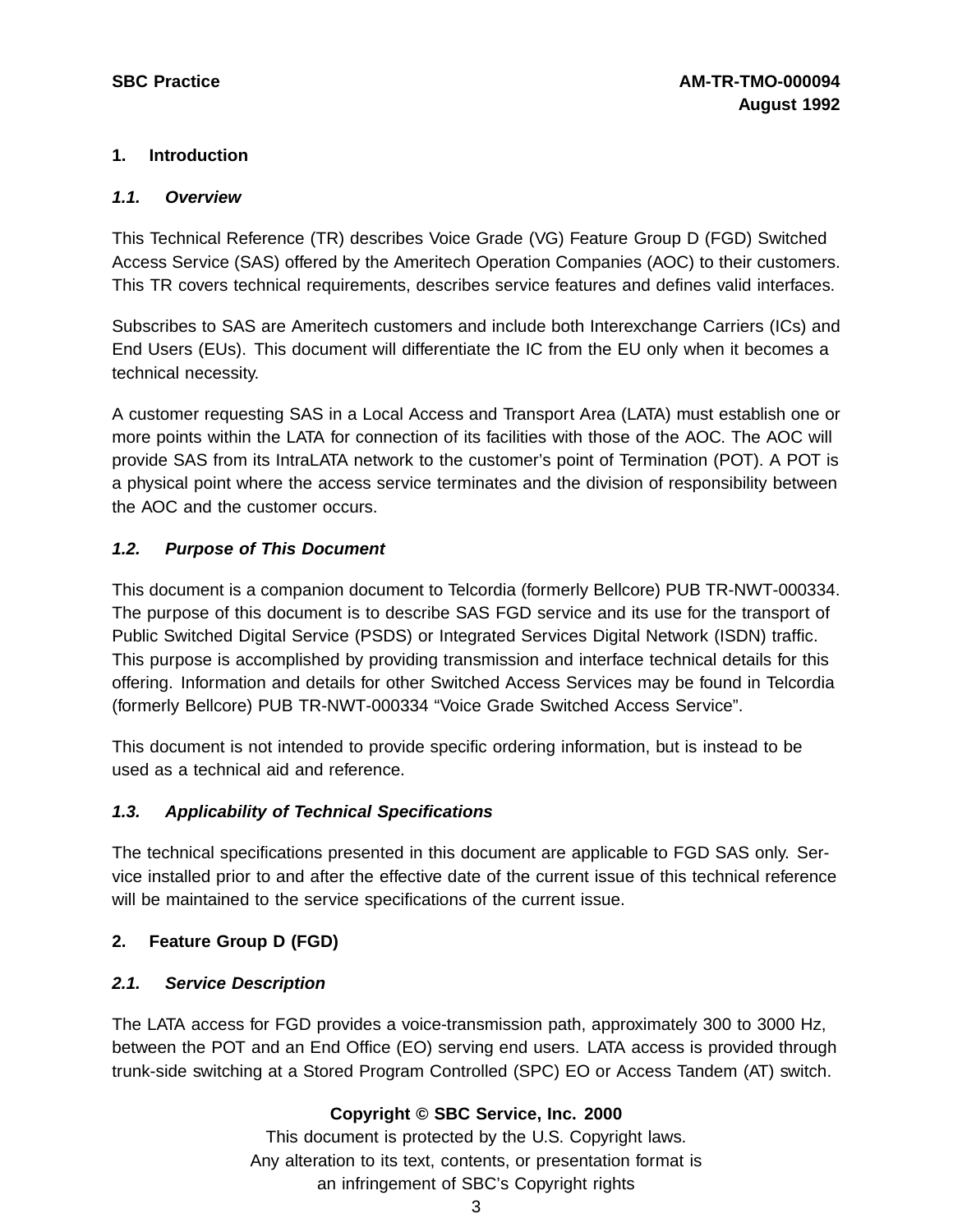## 1. Introduction

### *1.1. Overview*

This Technical Reference (TR) describes Voice Grade (VG) Feature Group D (FGD) Switched Access Service (SAS) offered by the Ameritech Operation Companies (AOC) to their customers. This TR covers technical requirements, describes service features and defines valid interfaces.

Subscribes to SAS are Ameritech customers and include both Interexchange Carriers (ICs) and End Users (EUs). This document will differentiate the IC from the EU only when it becomes a technical necessity.

A customer requesting SAS in a Local Access and Transport Area (LATA) must establish one or more points within the LATA for connection of its facilities with those of the AOC. The AOC will provide SAS from its IntraLATA network to the customer's point of Termination (POT). A POT is a physical point where the access service terminates and the division of responsibility between the AOC and the customer occurs.

### *1.2. Purpose of This Document*

This document is a companion document to Telcordia (formerly Bellcore) PUB TR-NWT-000334. The purpose of this document is to describe SAS FGD service and its use for the transport of Public Switched Digital Service (PSDS) or Integrated Services Digital Network (ISDN) traffic. This purpose is accomplished by providing transmission and interface technical details for this offering. Information and details for other Switched Access Services may be found in Telcordia (formerly Bellcore) PUB TR-NWT-000334 "Voice Grade Switched Access Service".

This document is not intended to provide specific ordering information, but is instead to be used as a technical aid and reference.

### *1.3. Applicability of Technical Specifications*

The technical specifications presented in this document are applicable to FGD SAS only. Service installed prior to and after the effective date of the current issue of this technical reference will be maintained to the service specifications of the current issue.

## 2. Feature Group D (FGD)

### *2.1. Service Description*

The LATA access for FGD provides a voice-transmission path, approximately 300 to 3000 Hz, between the POT and an End Office (EO) serving end users. LATA access is provided through trunk-side switching at a Stored Program Controlled (SPC) EO or Access Tandem (AT) switch.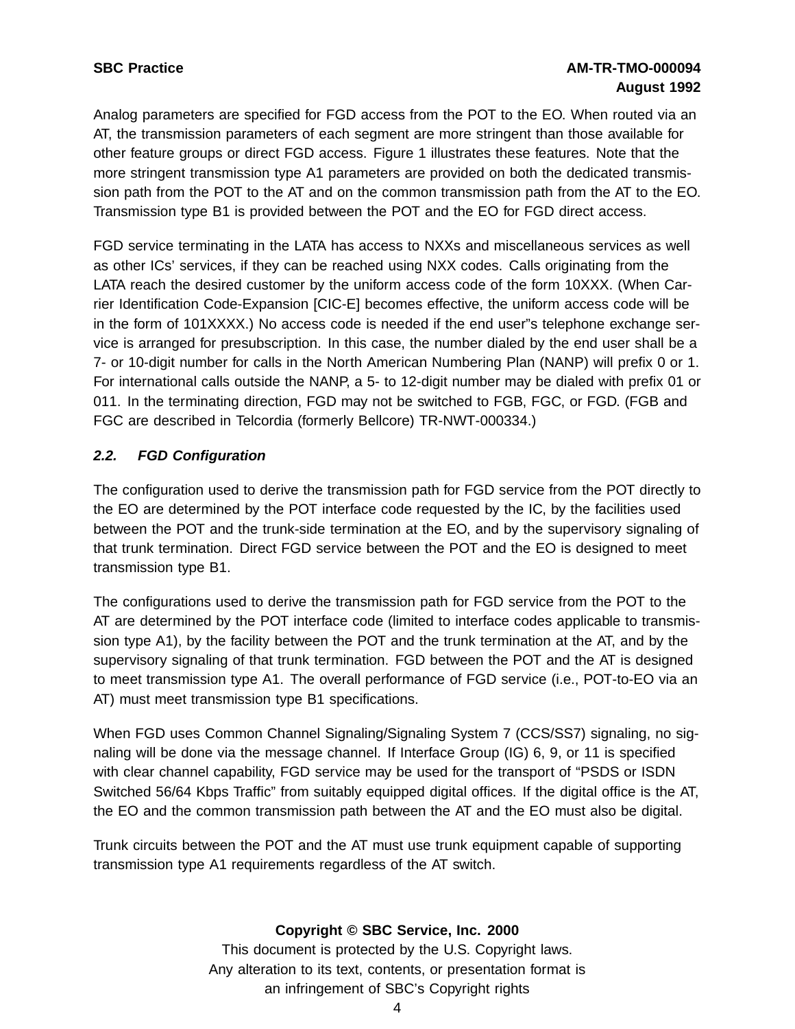Analog parameters are specified for FGD access from the POT to the EO. When routed via an AT, the transmission parameters of each segment are more stringent than those available for other feature groups or direct FGD access. Figure 1 illustrates these features. Note that the more stringent transmission type A1 parameters are provided on both the dedicated transmission path from the POT to the AT and on the common transmission path from the AT to the EO. Transmission type B1 is provided between the POT and the EO for FGD direct access.

FGD service terminating in the LATA has access to NXXs and miscellaneous services as well as other ICs' services, if they can be reached using NXX codes. Calls originating from the LATA reach the desired customer by the uniform access code of the form 10XXX. (When Carrier Identification Code-Expansion [CIC-E] becomes effective, the uniform access code will be in the form of 101XXXX.) No access code is needed if the end user"s telephone exchange service is arranged for presubscription. In this case, the number dialed by the end user shall be a 7- or 10-digit number for calls in the North American Numbering Plan (NANP) will prefix 0 or 1. For international calls outside the NANP, a 5- to 12-digit number may be dialed with prefix 01 or 011. In the terminating direction, FGD may not be switched to FGB, FGC, or FGD. (FGB and FGC are described in Telcordia (formerly Bellcore) TR-NWT-000334.)

### *2.2. FGD Configuration*

The configuration used to derive the transmission path for FGD service from the POT directly to the EO are determined by the POT interface code requested by the IC, by the facilities used between the POT and the trunk-side termination at the EO, and by the supervisory signaling of that trunk termination. Direct FGD service between the POT and the EO is designed to meet transmission type B1.

The configurations used to derive the transmission path for FGD service from the POT to the AT are determined by the POT interface code (limited to interface codes applicable to transmission type A1), by the facility between the POT and the trunk termination at the AT, and by the supervisory signaling of that trunk termination. FGD between the POT and the AT is designed to meet transmission type A1. The overall performance of FGD service (i.e., POT-to-EO via an AT) must meet transmission type B1 specifications.

When FGD uses Common Channel Signaling/Signaling System 7 (CCS/SS7) signaling, no signaling will be done via the message channel. If Interface Group (IG) 6, 9, or 11 is specified with clear channel capability, FGD service may be used for the transport of "PSDS or ISDN Switched 56/64 Kbps Traffic" from suitably equipped digital offices. If the digital office is the AT, the EO and the common transmission path between the AT and the EO must also be digital.

Trunk circuits between the POT and the AT must use trunk equipment capable of supporting transmission type A1 requirements regardless of the AT switch.

**Copyright © SBC Service, Inc. 2000**

This document is protected by the U.S. Copyright laws.
Any alteration to its text, contents, or presentation format is
an infringement of SBC's Copyright rights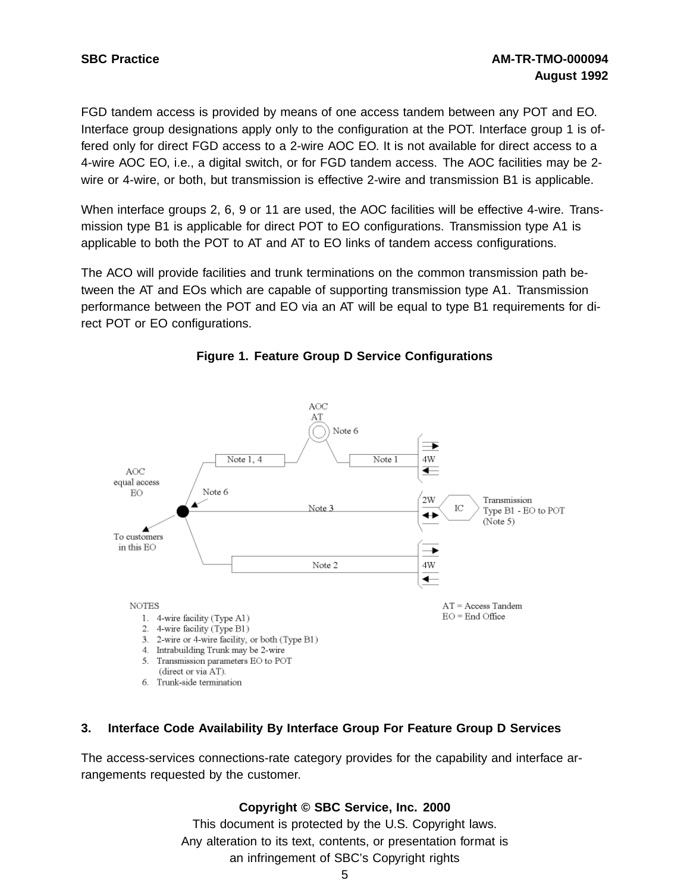FGD tandem access is provided by means of one access tandem between any POT and EO. Interface group designations apply only to the configuration at the POT. Interface group 1 is offered only for direct FGD access to a 2-wire AOC EO. It is not available for direct access to a 4-wire AOC EO, i.e., a digital switch, or for FGD tandem access. The AOC facilities may be 2-wire or 4-wire, or both, but transmission is effective 2-wire and transmission B1 is applicable.

When interface groups 2, 6, 9 or 11 are used, the AOC facilities will be effective 4-wire. Transmission type B1 is applicable for direct POT to EO configurations. Transmission type A1 is applicable to both the POT to AT and AT to EO links of tandem access configurations.

The ACO will provide facilities and trunk terminations on the common transmission path between the AT and EOs which are capable of supporting transmission type A1. Transmission performance between the POT and EO via an AT will be equal to type B1 requirements for direct POT or EO configurations.

**Figure 1. Feature Group D Service Configurations**

AOC AT — Note 6

Note 1, 4 — Note 1 — 4W

AOC equal access EO — Note 6 — Note 3 — 2W — IC — Transmission Type B1 - EO to POT (Note 5)

To customers in this EO

Note 2 — 4W

NOTES

1. 4-wire facility (Type A1)
2. 4-wire facility (Type B1)
3. 2-wire or 4-wire facility, or both (Type B1)
4. Intrabuilding Trunk may be 2-wire
5. Transmission parameters EO to POT (direct or via AT).
6. Trunk-side termination

AT = Access Tandem
EO = End Office

## 3. Interface Code Availability By Interface Group For Feature Group D Services

The access-services connections-rate category provides for the capability and interface arrangements requested by the customer.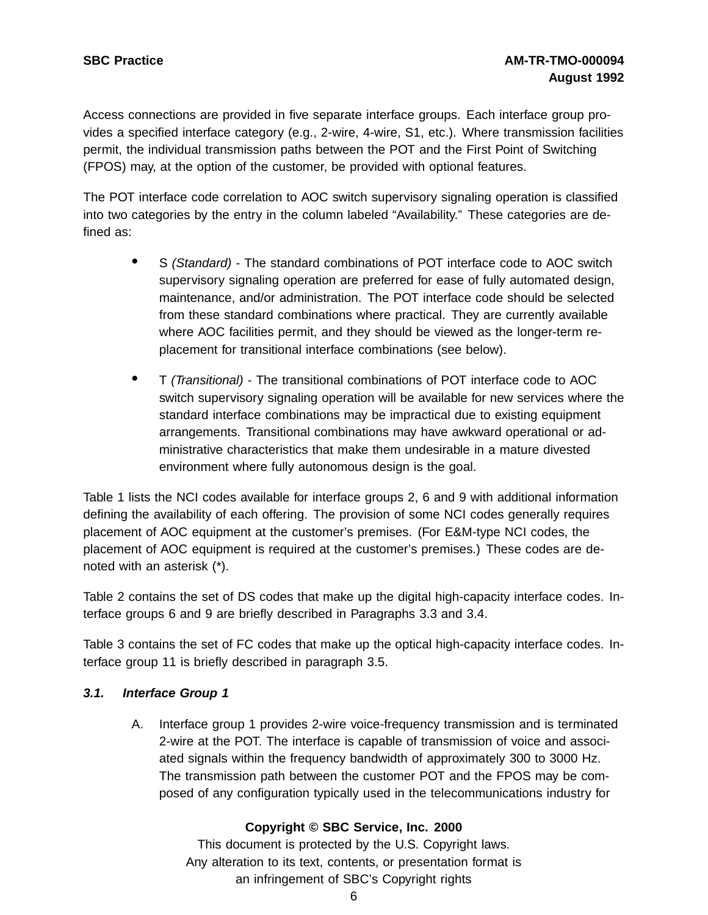Access connections are provided in five separate interface groups. Each interface group provides a specified interface category (e.g., 2-wire, 4-wire, S1, etc.). Where transmission facilities permit, the individual transmission paths between the POT and the First Point of Switching (FPOS) may, at the option of the customer, be provided with optional features.

The POT interface code correlation to AOC switch supervisory signaling operation is classified into two categories by the entry in the column labeled “Availability.” These categories are defined as:

- S *(Standard)* - The standard combinations of POT interface code to AOC switch supervisory signaling operation are preferred for ease of fully automated design, maintenance, and/or administration. The POT interface code should be selected from these standard combinations where practical. They are currently available where AOC facilities permit, and they should be viewed as the longer-term replacement for transitional interface combinations (see below).
- T *(Transitional)* - The transitional combinations of POT interface code to AOC switch supervisory signaling operation will be available for new services where the standard interface combinations may be impractical due to existing equipment arrangements. Transitional combinations may have awkward operational or administrative characteristics that make them undesirable in a mature divested environment where fully autonomous design is the goal.

Table 1 lists the NCI codes available for interface groups 2, 6 and 9 with additional information defining the availability of each offering. The provision of some NCI codes generally requires placement of AOC equipment at the customer’s premises. (For E&M-type NCI codes, the placement of AOC equipment is required at the customer’s premises.) These codes are denoted with an asterisk (*).

Table 2 contains the set of DS codes that make up the digital high-capacity interface codes. Interface groups 6 and 9 are briefly described in Paragraphs 3.3 and 3.4.

Table 3 contains the set of FC codes that make up the optical high-capacity interface codes. Interface group 11 is briefly described in paragraph 3.5.

### *3.1. Interface Group 1*

A. Interface group 1 provides 2-wire voice-frequency transmission and is terminated 2-wire at the POT. The interface is capable of transmission of voice and associated signals within the frequency bandwidth of approximately 300 to 3000 Hz. The transmission path between the customer POT and the FPOS may be composed of any configuration typically used in the telecommunications industry for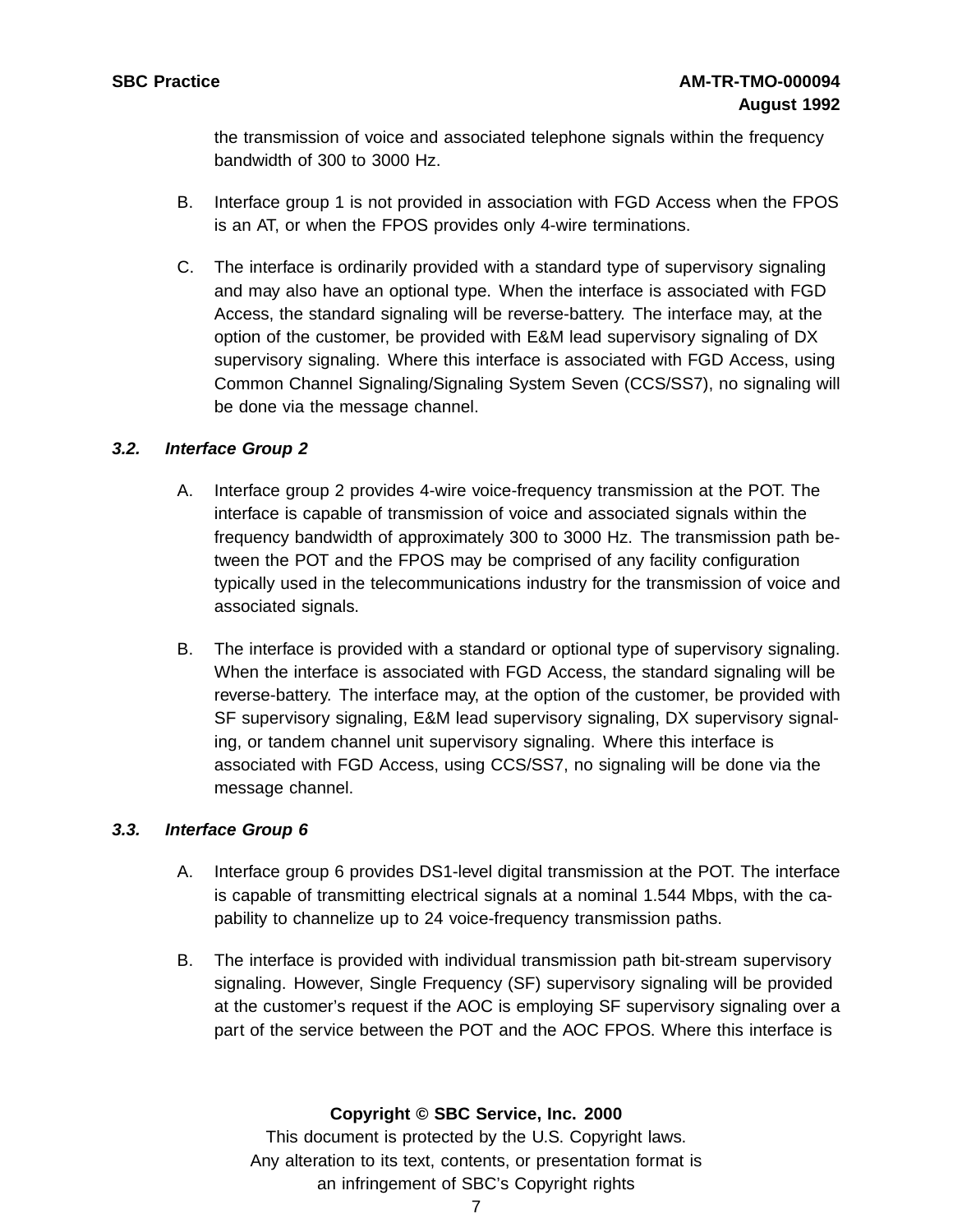the transmission of voice and associated telephone signals within the frequency bandwidth of 300 to 3000 Hz.

B. Interface group 1 is not provided in association with FGD Access when the FPOS is an AT, or when the FPOS provides only 4-wire terminations.

C. The interface is ordinarily provided with a standard type of supervisory signaling and may also have an optional type. When the interface is associated with FGD Access, the standard signaling will be reverse-battery. The interface may, at the option of the customer, be provided with E&M lead supervisory signaling of DX supervisory signaling. Where this interface is associated with FGD Access, using Common Channel Signaling/Signaling System Seven (CCS/SS7), no signaling will be done via the message channel.

### *3.2. Interface Group 2*

A. Interface group 2 provides 4-wire voice-frequency transmission at the POT. The interface is capable of transmission of voice and associated signals within the frequency bandwidth of approximately 300 to 3000 Hz. The transmission path between the POT and the FPOS may be comprised of any facility configuration typically used in the telecommunications industry for the transmission of voice and associated signals.

B. The interface is provided with a standard or optional type of supervisory signaling. When the interface is associated with FGD Access, the standard signaling will be reverse-battery. The interface may, at the option of the customer, be provided with SF supervisory signaling, E&M lead supervisory signaling, DX supervisory signaling, or tandem channel unit supervisory signaling. Where this interface is associated with FGD Access, using CCS/SS7, no signaling will be done via the message channel.

### *3.3. Interface Group 6*

A. Interface group 6 provides DS1-level digital transmission at the POT. The interface is capable of transmitting electrical signals at a nominal 1.544 Mbps, with the capability to channelize up to 24 voice-frequency transmission paths.

B. The interface is provided with individual transmission path bit-stream supervisory signaling. However, Single Frequency (SF) supervisory signaling will be provided at the customer's request if the AOC is employing SF supervisory signaling over a part of the service between the POT and the AOC FPOS. Where this interface is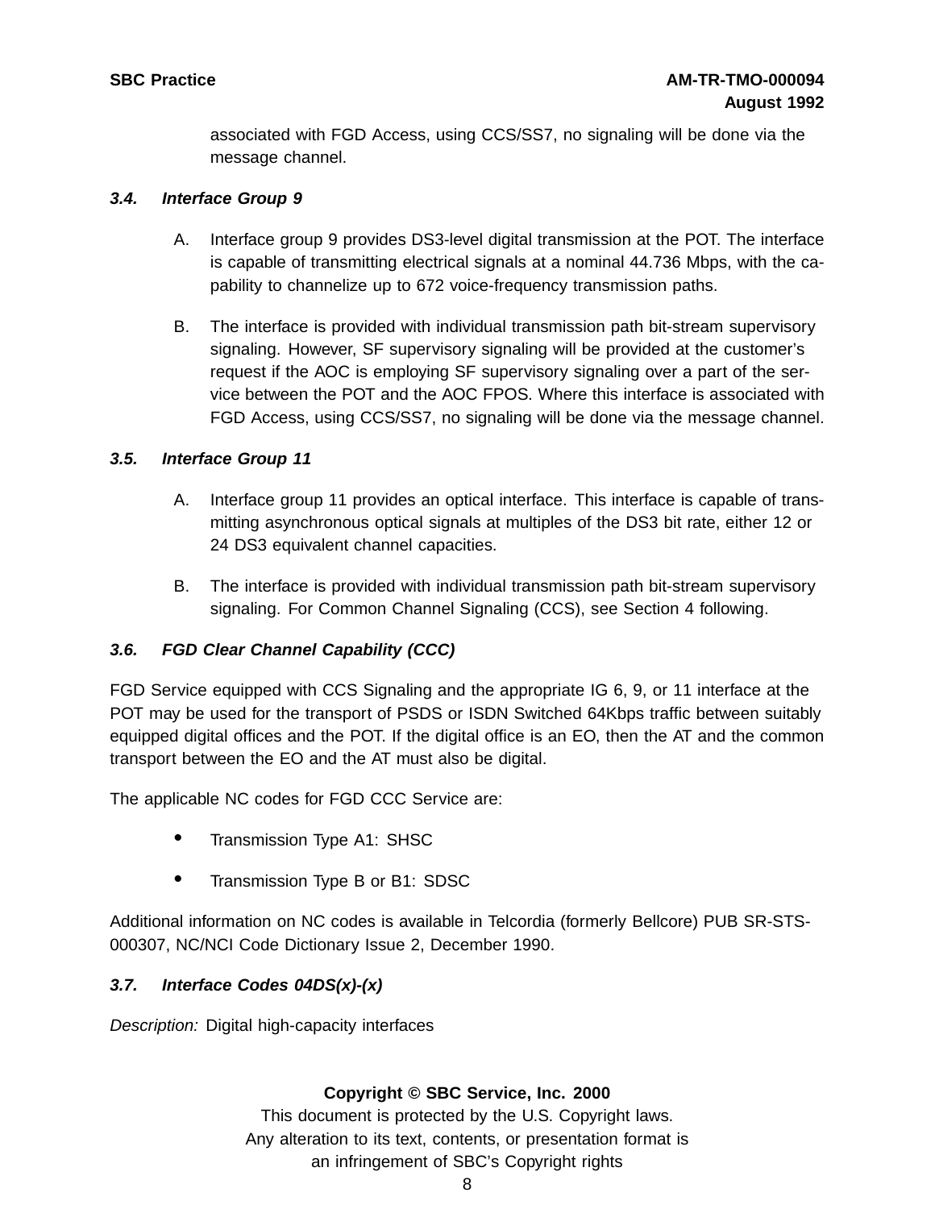associated with FGD Access, using CCS/SS7, no signaling will be done via the message channel.

### *3.4. Interface Group 9*

A. Interface group 9 provides DS3-level digital transmission at the POT. The interface is capable of transmitting electrical signals at a nominal 44.736 Mbps, with the capability to channelize up to 672 voice-frequency transmission paths.

B. The interface is provided with individual transmission path bit-stream supervisory signaling. However, SF supervisory signaling will be provided at the customer's request if the AOC is employing SF supervisory signaling over a part of the service between the POT and the AOC FPOS. Where this interface is associated with FGD Access, using CCS/SS7, no signaling will be done via the message channel.

### *3.5. Interface Group 11*

A. Interface group 11 provides an optical interface. This interface is capable of transmitting asynchronous optical signals at multiples of the DS3 bit rate, either 12 or 24 DS3 equivalent channel capacities.

B. The interface is provided with individual transmission path bit-stream supervisory signaling. For Common Channel Signaling (CCS), see Section 4 following.

### *3.6. FGD Clear Channel Capability (CCC)*

FGD Service equipped with CCS Signaling and the appropriate IG 6, 9, or 11 interface at the POT may be used for the transport of PSDS or ISDN Switched 64Kbps traffic between suitably equipped digital offices and the POT. If the digital office is an EO, then the AT and the common transport between the EO and the AT must also be digital.

The applicable NC codes for FGD CCC Service are:

- Transmission Type A1: SHSC
- Transmission Type B or B1: SDSC

Additional information on NC codes is available in Telcordia (formerly Bellcore) PUB SR-STS-000307, NC/NCI Code Dictionary Issue 2, December 1990.

### *3.7. Interface Codes 04DS(x)-(x)*

*Description:* Digital high-capacity interfaces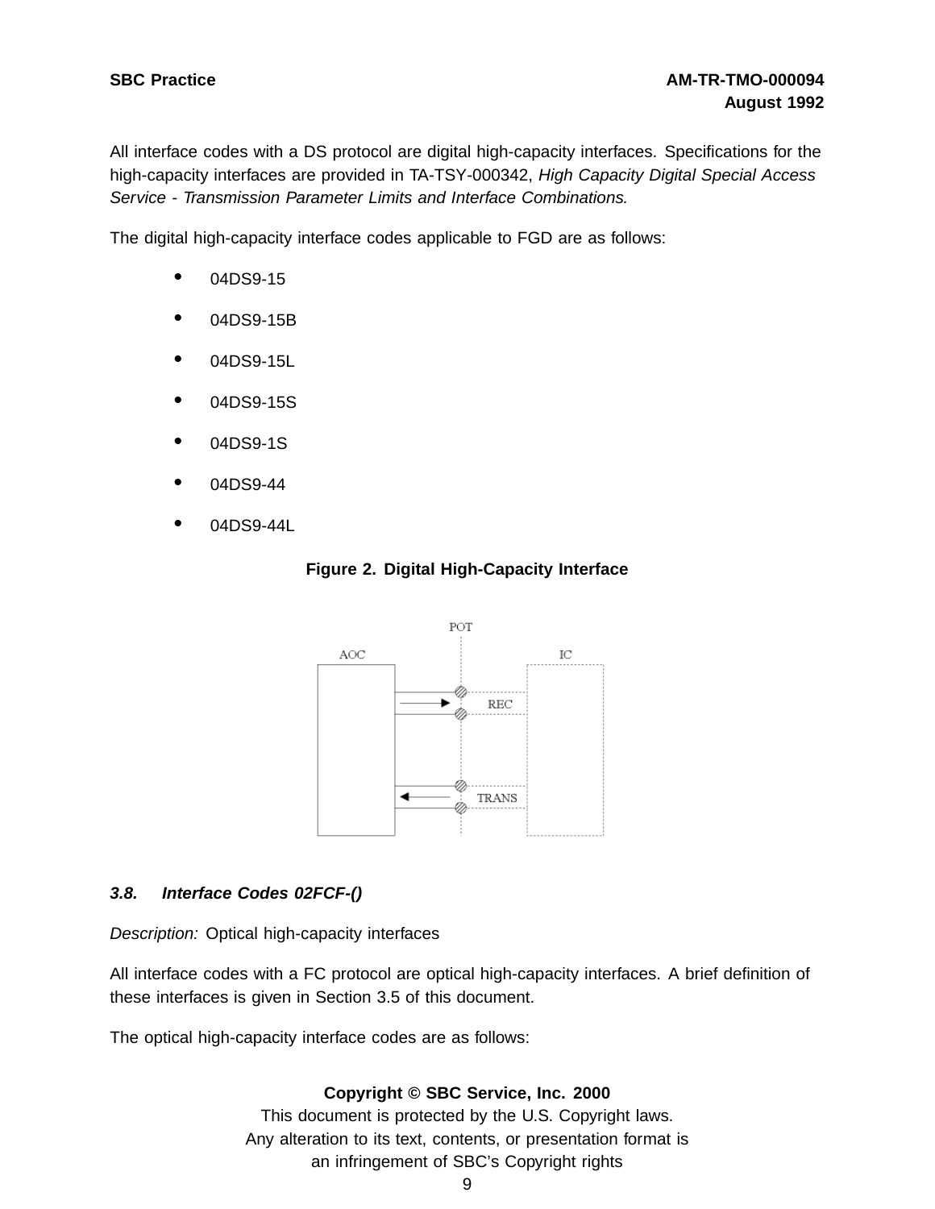All interface codes with a DS protocol are digital high-capacity interfaces. Specifications for the high-capacity interfaces are provided in TA-TSY-000342, *High Capacity Digital Special Access Service - Transmission Parameter Limits and Interface Combinations.*

The digital high-capacity interface codes applicable to FGD are as follows:

- 04DS9-15
- 04DS9-15B
- 04DS9-15L
- 04DS9-15S
- 04DS9-1S
- 04DS9-44
- 04DS9-44L

**Figure 2. Digital High-Capacity Interface**

### *3.8. Interface Codes 02FCF-()*

*Description:* Optical high-capacity interfaces

All interface codes with a FC protocol are optical high-capacity interfaces. A brief definition of these interfaces is given in Section 3.5 of this document.

The optical high-capacity interface codes are as follows: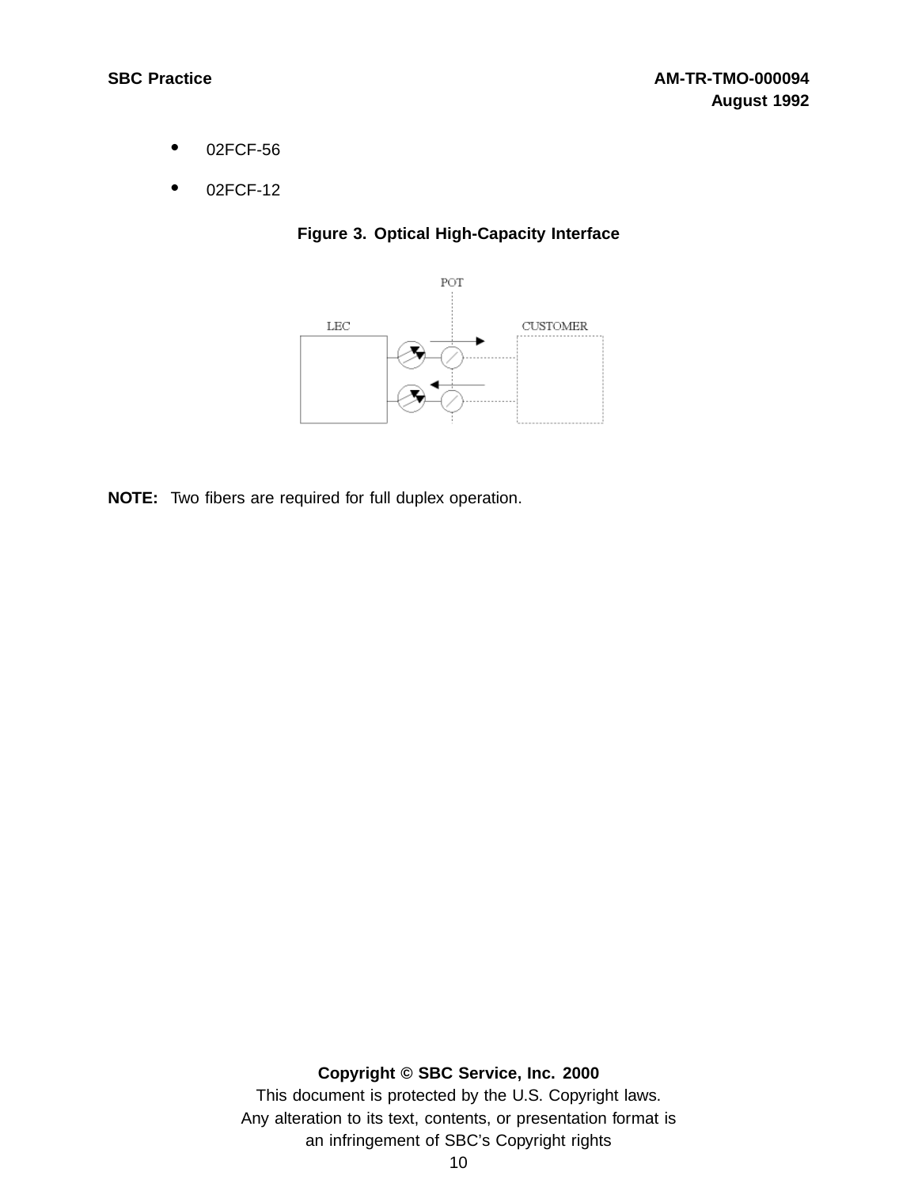- 02FCF-56
- 02FCF-12

**Figure 3. Optical High-Capacity Interface**

**NOTE:** Two fibers are required for full duplex operation.

**Copyright © SBC Service, Inc. 2000**

This document is protected by the U.S. Copyright laws.
Any alteration to its text, contents, or presentation format is
an infringement of SBC's Copyright rights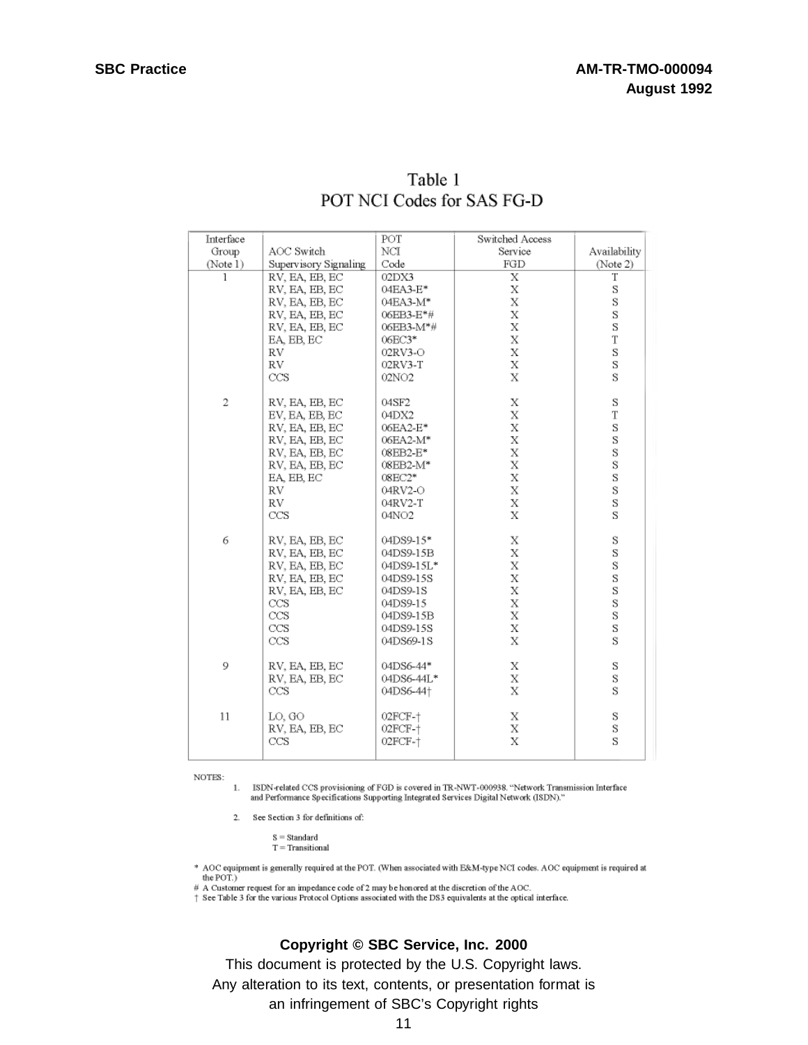## Table 1
## POT NCI Codes for SAS FG-D

| Interface Group (Note 1) | AOC Switch Supervisory Signaling | POT NCI Code | Switched Access Service FGD | Availability (Note 2) |
|---|---|---|---|---|
| 1 | RV, EA, EB, EC | 02DX3 | X | T |
| | RV, EA, EB, EC | 04EA3-E* | X | S |
| | RV, EA, EB, EC | 04EA3-M* | X | S |
| | RV, EA, EB, EC | 06EB3-E*# | X | S |
| | RV, EA, EB, EC | 06EB3-M*# | X | S |
| | EA, EB, EC | 06EC3* | X | T |
| | RV | 02RV3-O | X | S |
| | RV | 02RV3-T | X | S |
| | CCS | 02NO2 | X | S |
| 2 | RV, EA, EB, EC | 04SF2 | X | S |
| | EV, EA, EB, EC | 04DX2 | X | T |
| | RV, EA, EB, EC | 06EA2-E* | X | S |
| | RV, EA, EB, EC | 06EA2-M* | X | S |
| | RV, EA, EB, EC | 08EB2-E* | X | S |
| | RV, EA, EB, EC | 08EB2-M* | X | S |
| | EA, EB, EC | 08EC2* | X | S |
| | RV | 04RV2-O | X | S |
| | RV | 04RV2-T | X | S |
| | CCS | 04NO2 | X | S |
| 6 | RV, EA, EB, EC | 04DS9-15* | X | S |
| | RV, EA, EB, EC | 04DS9-15B | X | S |
| | RV, EA, EB, EC | 04DS9-15L* | X | S |
| | RV, EA, EB, EC | 04DS9-15S | X | S |
| | RV, EA, EB, EC | 04DS9-1S | X | S |
| | CCS | 04DS9-15 | X | S |
| | CCS | 04DS9-15B | X | S |
| | CCS | 04DS9-15S | X | S |
| | CCS | 04DS69-1S | X | S |
| 9 | RV, EA, EB, EC | 04DS6-44* | X | S |
| | RV, EA, EB, EC | 04DS6-44L* | X | S |
| | CCS | 04DS6-44† | X | S |
| 11 | LO, GO | 02FCF-† | X | S |
| | RV, EA, EB, EC | 02FCF-† | X | S |
| | CCS | 02FCF-† | X | S |

NOTES:

1. ISDN-related CCS provisioning of FGD is covered in TR-NWT-000938. "Network Transmission Interface and Performance Specifications Supporting Integrated Services Digital Network (ISDN)."

2. See Section 3 for definitions of:

   S = Standard
   T = Transitional

\* AOC equipment is generally required at the POT. (When associated with E&M-type NCI codes. AOC equipment is required at the POT.)

\# A Customer request for an impedance code of 2 may be honored at the discretion of the AOC.

† See Table 3 for the various Protocol Options associated with the DS3 equivalents at the optical interface.

**Copyright © SBC Service, Inc. 2000**

This document is protected by the U.S. Copyright laws.
Any alteration to its text, contents, or presentation format is an infringement of SBC's Copyright rights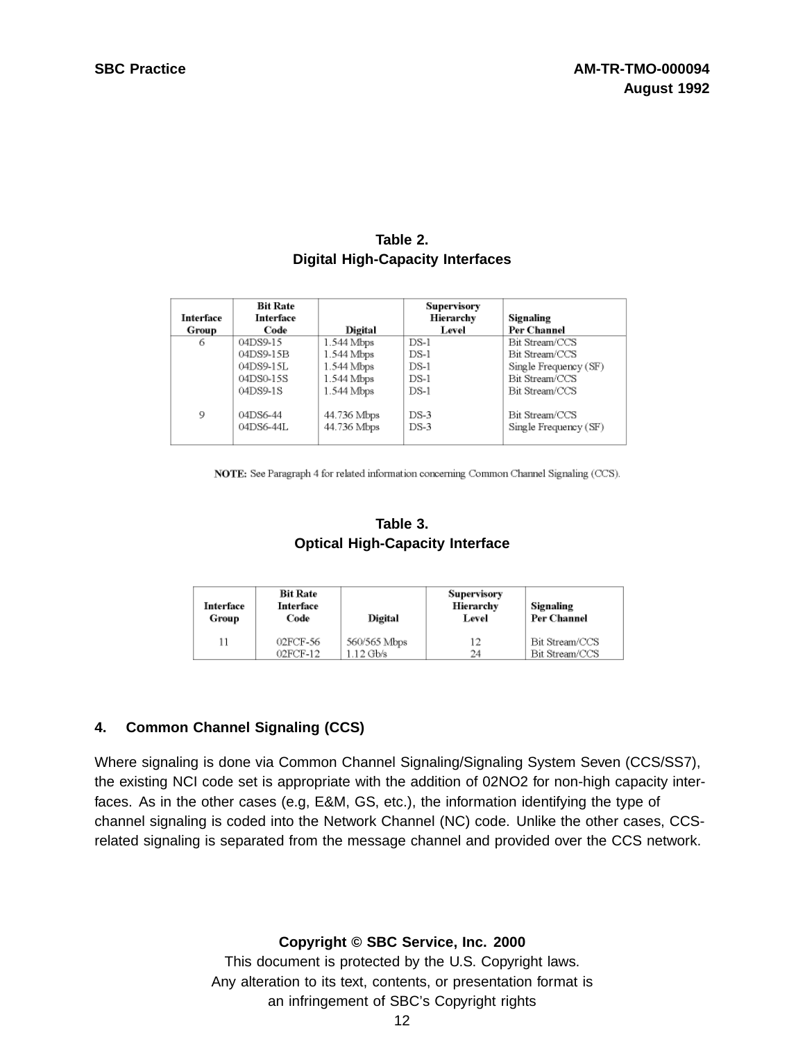**Table 2.**
**Digital High-Capacity Interfaces**

| Interface Group | Bit Rate Interface Code | Digital | Supervisory Hierarchy Level | Signaling Per Channel |
|---|---|---|---|---|
| 6 | 04DS9-15 | 1.544 Mbps | DS-1 | Bit Stream/CCS |
| | 04DS9-15B | 1.544 Mbps | DS-1 | Bit Stream/CCS |
| | 04DS9-15L | 1.544 Mbps | DS-1 | Single Frequency (SF) |
| | 04DS0-15S | 1.544 Mbps | DS-1 | Bit Stream/CCS |
| | 04DS9-1S | 1.544 Mbps | DS-1 | Bit Stream/CCS |
| 9 | 04DS6-44 | 44.736 Mbps | DS-3 | Bit Stream/CCS |
| | 04DS6-44L | 44.736 Mbps | DS-3 | Single Frequency (SF) |

**NOTE:** See Paragraph 4 for related information concerning Common Channel Signaling (CCS).

**Table 3.**
**Optical High-Capacity Interface**

| Interface Group | Bit Rate Interface Code | Digital | Supervisory Hierarchy Level | Signaling Per Channel |
|---|---|---|---|---|
| 11 | 02FCF-56 | 560/565 Mbps | 12 | Bit Stream/CCS |
| | 02FCF-12 | 1.12 Gb/s | 24 | Bit Stream/CCS |

## 4. Common Channel Signaling (CCS)

Where signaling is done via Common Channel Signaling/Signaling System Seven (CCS/SS7), the existing NCI code set is appropriate with the addition of 02NO2 for non-high capacity interfaces. As in the other cases (e.g, E&M, GS, etc.), the information identifying the type of channel signaling is coded into the Network Channel (NC) code. Unlike the other cases, CCS-related signaling is separated from the message channel and provided over the CCS network.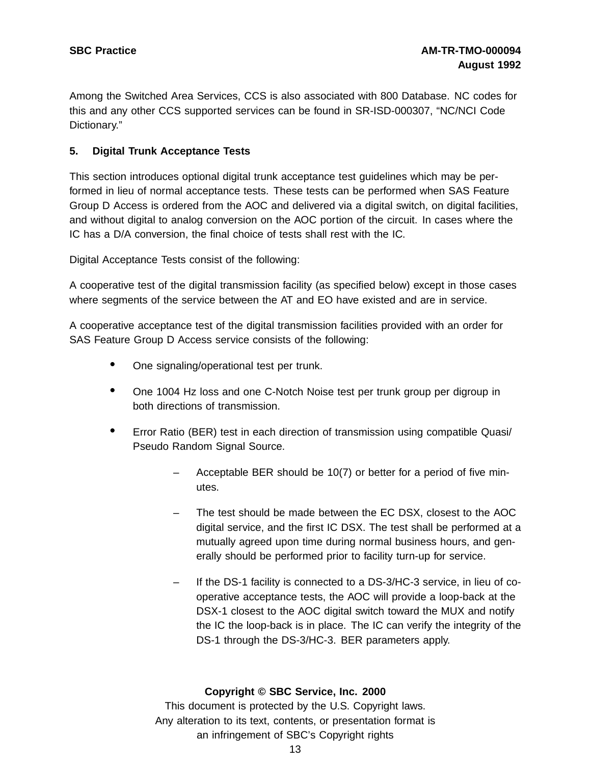Among the Switched Area Services, CCS is also associated with 800 Database. NC codes for this and any other CCS supported services can be found in SR-ISD-000307, “NC/NCI Code Dictionary.”

## 5. Digital Trunk Acceptance Tests

This section introduces optional digital trunk acceptance test guidelines which may be performed in lieu of normal acceptance tests. These tests can be performed when SAS Feature Group D Access is ordered from the AOC and delivered via a digital switch, on digital facilities, and without digital to analog conversion on the AOC portion of the circuit. In cases where the IC has a D/A conversion, the final choice of tests shall rest with the IC.

Digital Acceptance Tests consist of the following:

A cooperative test of the digital transmission facility (as specified below) except in those cases where segments of the service between the AT and EO have existed and are in service.

A cooperative acceptance test of the digital transmission facilities provided with an order for SAS Feature Group D Access service consists of the following:

- One signaling/operational test per trunk.
- One 1004 Hz loss and one C-Notch Noise test per trunk group per digroup in both directions of transmission.
- Error Ratio (BER) test in each direction of transmission using compatible Quasi/ Pseudo Random Signal Source.
  - Acceptable BER should be 10(7) or better for a period of five minutes.
  - The test should be made between the EC DSX, closest to the AOC digital service, and the first IC DSX. The test shall be performed at a mutually agreed upon time during normal business hours, and generally should be performed prior to facility turn-up for service.
  - If the DS-1 facility is connected to a DS-3/HC-3 service, in lieu of cooperative acceptance tests, the AOC will provide a loop-back at the DSX-1 closest to the AOC digital switch toward the MUX and notify the IC the loop-back is in place. The IC can verify the integrity of the DS-1 through the DS-3/HC-3. BER parameters apply.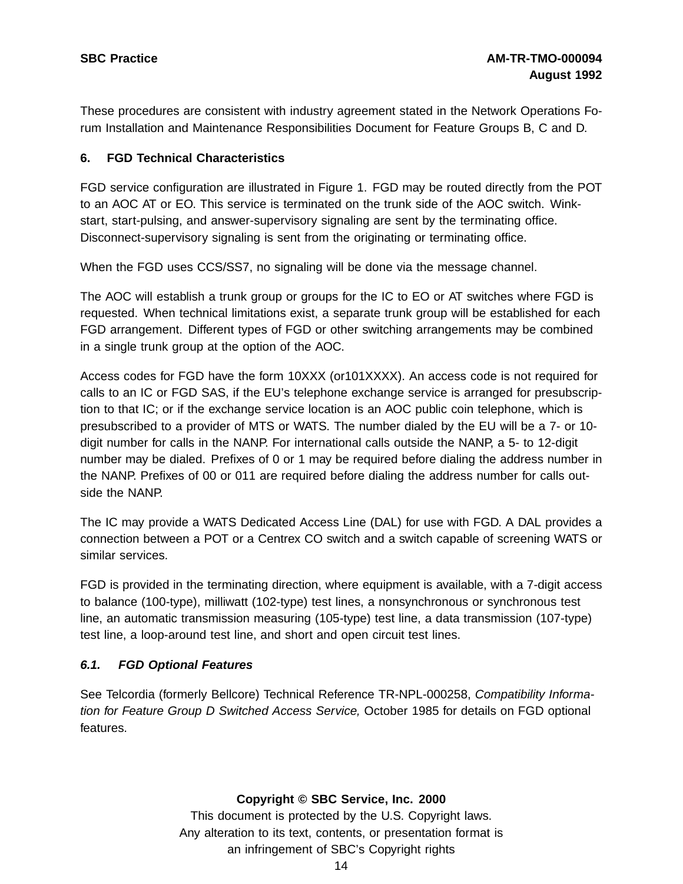These procedures are consistent with industry agreement stated in the Network Operations Forum Installation and Maintenance Responsibilities Document for Feature Groups B, C and D.

## 6. FGD Technical Characteristics

FGD service configuration are illustrated in Figure 1. FGD may be routed directly from the POT to an AOC AT or EO. This service is terminated on the trunk side of the AOC switch. Wink-start, start-pulsing, and answer-supervisory signaling are sent by the terminating office. Disconnect-supervisory signaling is sent from the originating or terminating office.

When the FGD uses CCS/SS7, no signaling will be done via the message channel.

The AOC will establish a trunk group or groups for the IC to EO or AT switches where FGD is requested. When technical limitations exist, a separate trunk group will be established for each FGD arrangement. Different types of FGD or other switching arrangements may be combined in a single trunk group at the option of the AOC.

Access codes for FGD have the form 10XXX (or101XXXX). An access code is not required for calls to an IC or FGD SAS, if the EU's telephone exchange service is arranged for presubscription to that IC; or if the exchange service location is an AOC public coin telephone, which is presubscribed to a provider of MTS or WATS. The number dialed by the EU will be a 7- or 10-digit number for calls in the NANP. For international calls outside the NANP, a 5- to 12-digit number may be dialed. Prefixes of 0 or 1 may be required before dialing the address number in the NANP. Prefixes of 00 or 011 are required before dialing the address number for calls outside the NANP.

The IC may provide a WATS Dedicated Access Line (DAL) for use with FGD. A DAL provides a connection between a POT or a Centrex CO switch and a switch capable of screening WATS or similar services.

FGD is provided in the terminating direction, where equipment is available, with a 7-digit access to balance (100-type), milliwatt (102-type) test lines, a nonsynchronous or synchronous test line, an automatic transmission measuring (105-type) test line, a data transmission (107-type) test line, a loop-around test line, and short and open circuit test lines.

### *6.1. FGD Optional Features*

See Telcordia (formerly Bellcore) Technical Reference TR-NPL-000258, *Compatibility Information for Feature Group D Switched Access Service,* October 1985 for details on FGD optional features.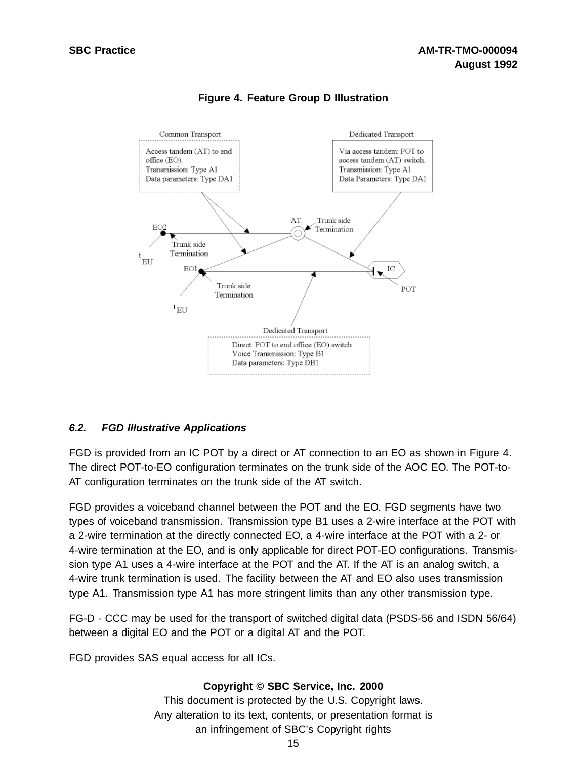**Figure 4. Feature Group D Illustration**

Common Transport

Access tandem (AT) to end office (EO).
Transmission: Type A1
Data parameters: Type DA1

Dedicated Transport

Via access tandem: POT to access tandem (AT) switch.
Transmission: Type A1
Data Parameters: Type DA1

EO2

AT

Trunk side Termination

Trunk side Termination

$t_{EU}$

EO1

IC

Trunk side Termination

POT

$t_{EU}$

Dedicated Transport

Direct: POT to end office (EO) switch
Voice Transmission: Type B1
Data parameters: Type DB1

### *6.2. FGD Illustrative Applications*

FGD is provided from an IC POT by a direct or AT connection to an EO as shown in Figure 4. The direct POT-to-EO configuration terminates on the trunk side of the AOC EO. The POT-to-AT configuration terminates on the trunk side of the AT switch.

FGD provides a voiceband channel between the POT and the EO. FGD segments have two types of voiceband transmission. Transmission type B1 uses a 2-wire interface at the POT with a 2-wire termination at the directly connected EO, a 4-wire interface at the POT with a 2- or 4-wire termination at the EO, and is only applicable for direct POT-EO configurations. Transmission type A1 uses a 4-wire interface at the POT and the AT. If the AT is an analog switch, a 4-wire trunk termination is used. The facility between the AT and EO also uses transmission type A1. Transmission type A1 has more stringent limits than any other transmission type.

FG-D - CCC may be used for the transport of switched digital data (PSDS-56 and ISDN 56/64) between a digital EO and the POT or a digital AT and the POT.

FGD provides SAS equal access for all ICs.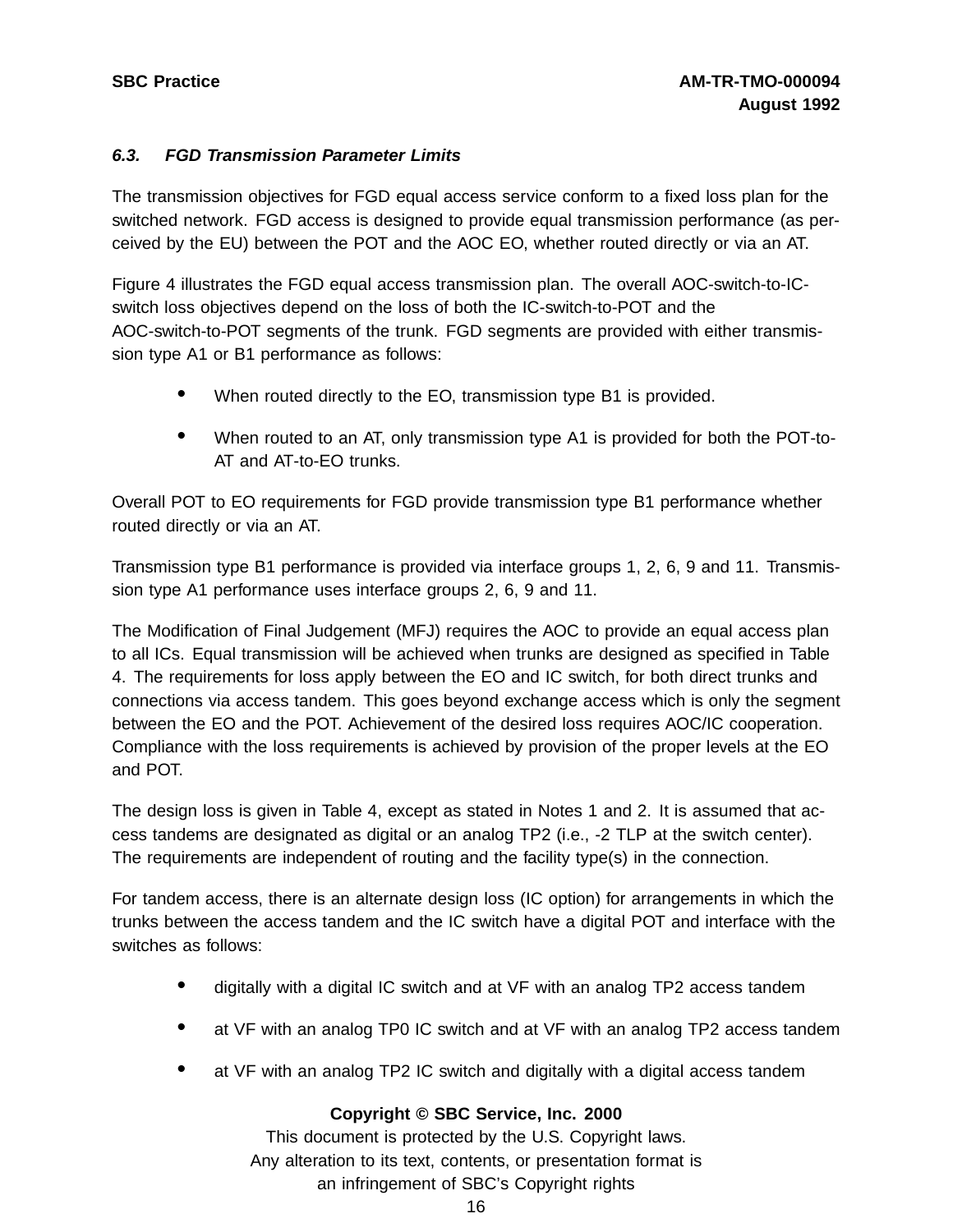### *6.3. FGD Transmission Parameter Limits*

The transmission objectives for FGD equal access service conform to a fixed loss plan for the switched network. FGD access is designed to provide equal transmission performance (as perceived by the EU) between the POT and the AOC EO, whether routed directly or via an AT.

Figure 4 illustrates the FGD equal access transmission plan. The overall AOC-switch-to-IC-switch loss objectives depend on the loss of both the IC-switch-to-POT and the AOC-switch-to-POT segments of the trunk. FGD segments are provided with either transmission type A1 or B1 performance as follows:

- When routed directly to the EO, transmission type B1 is provided.
- When routed to an AT, only transmission type A1 is provided for both the POT-to-AT and AT-to-EO trunks.

Overall POT to EO requirements for FGD provide transmission type B1 performance whether routed directly or via an AT.

Transmission type B1 performance is provided via interface groups 1, 2, 6, 9 and 11. Transmission type A1 performance uses interface groups 2, 6, 9 and 11.

The Modification of Final Judgement (MFJ) requires the AOC to provide an equal access plan to all ICs. Equal transmission will be achieved when trunks are designed as specified in Table 4. The requirements for loss apply between the EO and IC switch, for both direct trunks and connections via access tandem. This goes beyond exchange access which is only the segment between the EO and the POT. Achievement of the desired loss requires AOC/IC cooperation. Compliance with the loss requirements is achieved by provision of the proper levels at the EO and POT.

The design loss is given in Table 4, except as stated in Notes 1 and 2. It is assumed that access tandems are designated as digital or an analog TP2 (i.e., -2 TLP at the switch center). The requirements are independent of routing and the facility type(s) in the connection.

For tandem access, there is an alternate design loss (IC option) for arrangements in which the trunks between the access tandem and the IC switch have a digital POT and interface with the switches as follows:

- digitally with a digital IC switch and at VF with an analog TP2 access tandem
- at VF with an analog TP0 IC switch and at VF with an analog TP2 access tandem
- at VF with an analog TP2 IC switch and digitally with a digital access tandem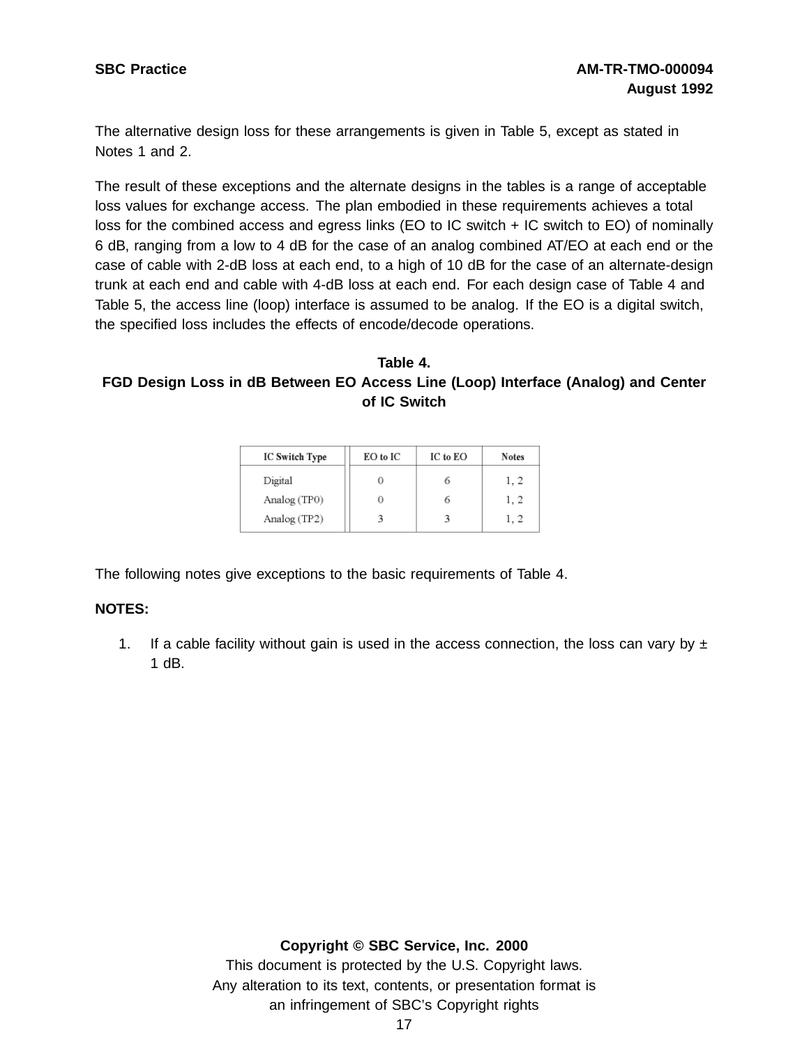The alternative design loss for these arrangements is given in Table 5, except as stated in Notes 1 and 2.

The result of these exceptions and the alternate designs in the tables is a range of acceptable loss values for exchange access. The plan embodied in these requirements achieves a total loss for the combined access and egress links (EO to IC switch + IC switch to EO) of nominally 6 dB, ranging from a low to 4 dB for the case of an analog combined AT/EO at each end or the case of cable with 2-dB loss at each end, to a high of 10 dB for the case of an alternate-design trunk at each end and cable with 4-dB loss at each end. For each design case of Table 4 and Table 5, the access line (loop) interface is assumed to be analog. If the EO is a digital switch, the specified loss includes the effects of encode/decode operations.

**Table 4.**
**FGD Design Loss in dB Between EO Access Line (Loop) Interface (Analog) and Center of IC Switch**

| IC Switch Type | EO to IC | IC to EO | Notes |
|---|---|---|---|
| Digital | 0 | 6 | 1, 2 |
| Analog (TP0) | 0 | 6 | 1, 2 |
| Analog (TP2) | 3 | 3 | 1, 2 |

The following notes give exceptions to the basic requirements of Table 4.

**NOTES:**

1. If a cable facility without gain is used in the access connection, the loss can vary by ± 1 dB.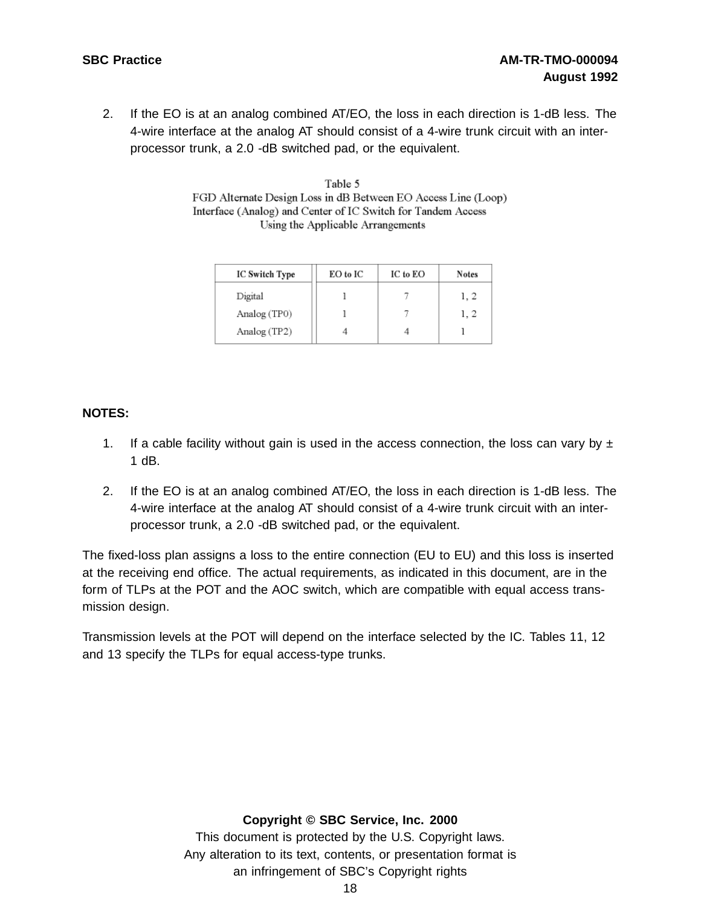2. If the EO is at an analog combined AT/EO, the loss in each direction is 1-dB less. The 4-wire interface at the analog AT should consist of a 4-wire trunk circuit with an inter-processor trunk, a 2.0 -dB switched pad, or the equivalent.

Table 5
FGD Alternate Design Loss in dB Between EO Access Line (Loop) Interface (Analog) and Center of IC Switch for Tandem Access Using the Applicable Arrangements

| IC Switch Type | EO to IC | IC to EO | Notes |
|---|---|---|---|
| Digital | 1 | 7 | 1, 2 |
| Analog (TP0) | 1 | 7 | 1, 2 |
| Analog (TP2) | 4 | 4 | 1 |

**NOTES:**

1. If a cable facility without gain is used in the access connection, the loss can vary by ± 1 dB.

2. If the EO is at an analog combined AT/EO, the loss in each direction is 1-dB less. The 4-wire interface at the analog AT should consist of a 4-wire trunk circuit with an inter-processor trunk, a 2.0 -dB switched pad, or the equivalent.

The fixed-loss plan assigns a loss to the entire connection (EU to EU) and this loss is inserted at the receiving end office. The actual requirements, as indicated in this document, are in the form of TLPs at the POT and the AOC switch, which are compatible with equal access transmission design.

Transmission levels at the POT will depend on the interface selected by the IC. Tables 11, 12 and 13 specify the TLPs for equal access-type trunks.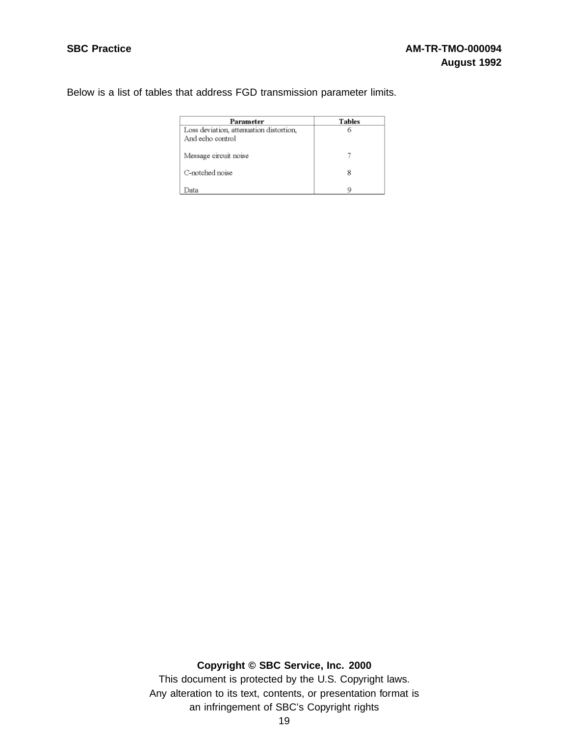Below is a list of tables that address FGD transmission parameter limits.

| Parameter | Tables |
|---|---|
| Loss deviation, attenuation distortion, And echo control | 6 |
| Message circuit noise | 7 |
| C-notched noise | 8 |
| Data | 9 |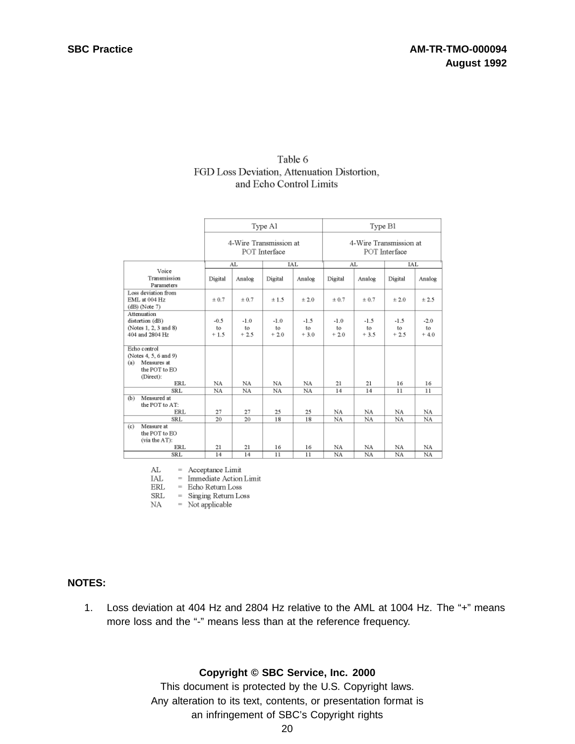Table 6
FGD Loss Deviation, Attenuation Distortion, and Echo Control Limits

| Voice Transmission Parameters | Type A1 4-Wire Transmission at POT Interface | | | | Type B1 4-Wire Transmission at POT Interface | | | |
|---|---|---|---|---|---|---|---|---|
| | AL | | IAL | | AL | | IAL | |
| | Digital | Analog | Digital | Analog | Digital | Analog | Digital | Analog |
| Loss deviation from EML at 004 Hz (dB) (Note 7) | ± 0.7 | ± 0.7 | ± 1.5 | ± 2.0 | ± 0.7 | ± 0.7 | ± 2.0 | ± 2.5 |
| Attenuation distortion (dB) (Notes 1, 2, 3 and 8) 404 and 2804 Hz | -0.5 to + 1.5 | -1.0 to + 2.5 | -1.0 to + 2.0 | -1.5 to + 3.0 | -1.0 to + 2.0 | -1.5 to + 3.5 | -1.5 to + 2.5 | -2.0 to + 4.0 |
| Echo control (Notes 4, 5, 6 and 9) (a) Measures at the POT to EO (Direct): ERL | NA | NA | NA | NA | 21 | 21 | 16 | 16 |
| SRL | NA | NA | NA | NA | 14 | 14 | 11 | 11 |
| (b) Measured at the POT to AT: ERL | 27 | 27 | 25 | 25 | NA | NA | NA | NA |
| SRL | 20 | 20 | 18 | 18 | NA | NA | NA | NA |
| (c) Measure at the POT to EO (via the AT): ERL | 21 | 21 | 16 | 16 | NA | NA | NA | NA |
| SRL | 14 | 14 | 11 | 11 | NA | NA | NA | NA |

AL = Acceptance Limit
IAL = Immediate Action Limit
ERL = Echo Return Loss
SRL = Singing Return Loss
NA = Not applicable

**NOTES:**

1. Loss deviation at 404 Hz and 2804 Hz relative to the AML at 1004 Hz. The "+" means more loss and the "-" means less than at the reference frequency.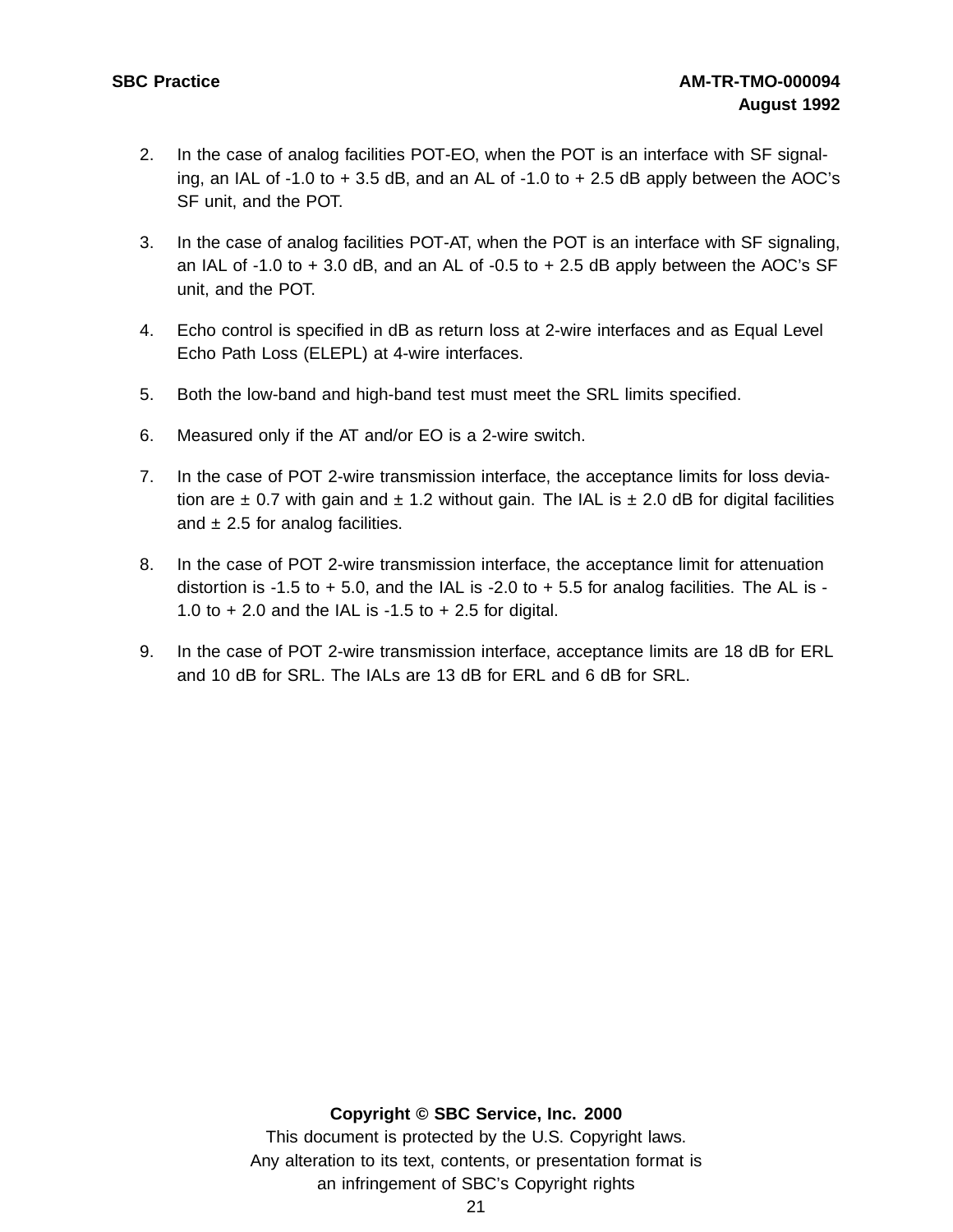2. In the case of analog facilities POT-EO, when the POT is an interface with SF signaling, an IAL of -1.0 to + 3.5 dB, and an AL of -1.0 to + 2.5 dB apply between the AOC's SF unit, and the POT.

3. In the case of analog facilities POT-AT, when the POT is an interface with SF signaling, an IAL of -1.0 to + 3.0 dB, and an AL of -0.5 to + 2.5 dB apply between the AOC's SF unit, and the POT.

4. Echo control is specified in dB as return loss at 2-wire interfaces and as Equal Level Echo Path Loss (ELEPL) at 4-wire interfaces.

5. Both the low-band and high-band test must meet the SRL limits specified.

6. Measured only if the AT and/or EO is a 2-wire switch.

7. In the case of POT 2-wire transmission interface, the acceptance limits for loss deviation are ± 0.7 with gain and ± 1.2 without gain. The IAL is ± 2.0 dB for digital facilities and ± 2.5 for analog facilities.

8. In the case of POT 2-wire transmission interface, the acceptance limit for attenuation distortion is -1.5 to + 5.0, and the IAL is -2.0 to + 5.5 for analog facilities. The AL is -1.0 to + 2.0 and the IAL is -1.5 to + 2.5 for digital.

9. In the case of POT 2-wire transmission interface, acceptance limits are 18 dB for ERL and 10 dB for SRL. The IALs are 13 dB for ERL and 6 dB for SRL.

**Copyright © SBC Service, Inc. 2000**
This document is protected by the U.S. Copyright laws.
Any alteration to its text, contents, or presentation format is an infringement of SBC's Copyright rights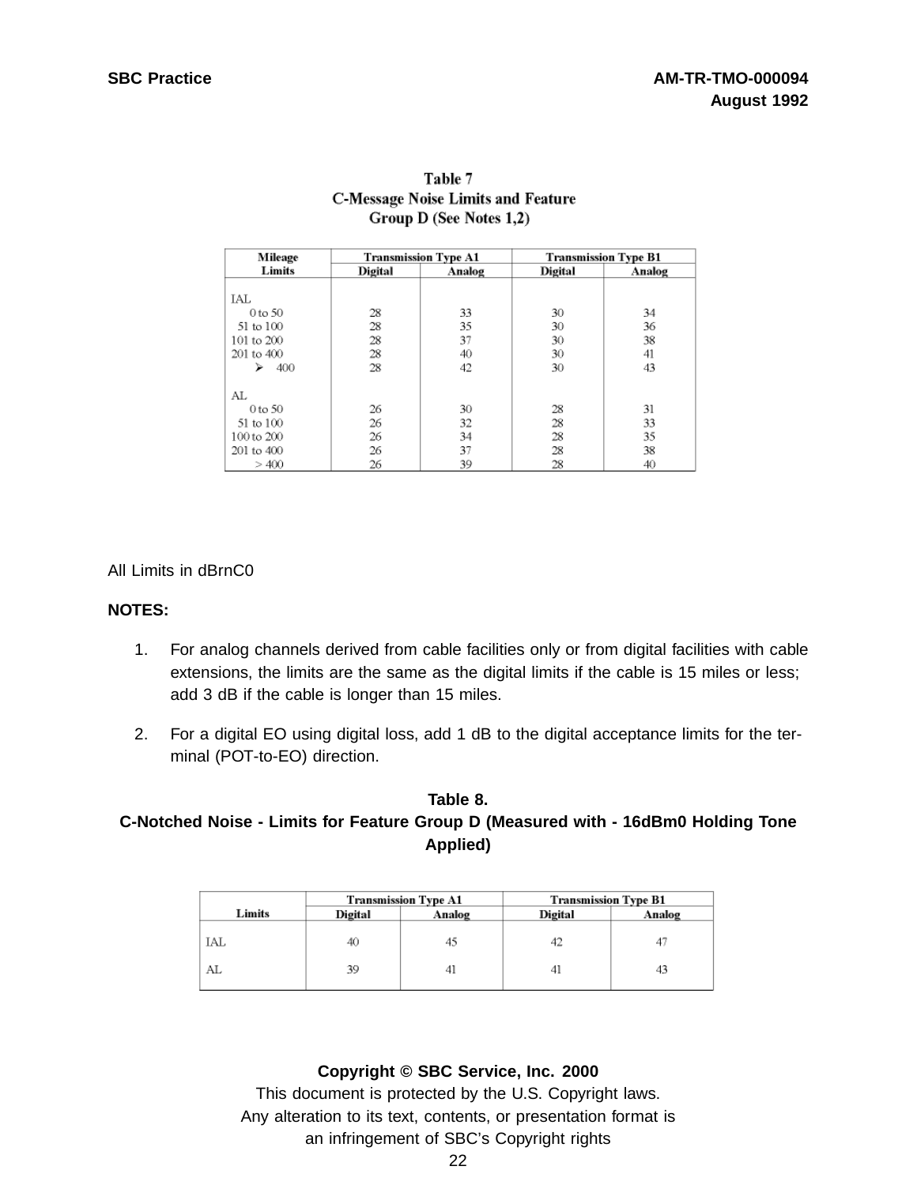**Table 7**
**C-Message Noise Limits and Feature Group D (See Notes 1,2)**

| Mileage Limits | Transmission Type A1 | | Transmission Type B1 | |
|---|---|---|---|---|
| | Digital | Analog | Digital | Analog |
| IAL | | | | |
| 0 to 50 | 28 | 33 | 30 | 34 |
| 51 to 100 | 28 | 35 | 30 | 36 |
| 101 to 200 | 28 | 37 | 30 | 38 |
| 201 to 400 | 28 | 40 | 30 | 41 |
| ➢ 400 | 28 | 42 | 30 | 43 |
| AL | | | | |
| 0 to 50 | 26 | 30 | 28 | 31 |
| 51 to 100 | 26 | 32 | 28 | 33 |
| 100 to 200 | 26 | 34 | 28 | 35 |
| 201 to 400 | 26 | 37 | 28 | 38 |
| > 400 | 26 | 39 | 28 | 40 |

All Limits in dBrnC0

**NOTES:**

1. For analog channels derived from cable facilities only or from digital facilities with cable extensions, the limits are the same as the digital limits if the cable is 15 miles or less; add 3 dB if the cable is longer than 15 miles.

2. For a digital EO using digital loss, add 1 dB to the digital acceptance limits for the terminal (POT-to-EO) direction.

**Table 8.**
**C-Notched Noise - Limits for Feature Group D (Measured with - 16dBm0 Holding Tone Applied)**

| Limits | Transmission Type A1 | | Transmission Type B1 | |
|---|---|---|---|---|
| | Digital | Analog | Digital | Analog |
| IAL | 40 | 45 | 42 | 47 |
| AL | 39 | 41 | 41 | 43 |

**Copyright © SBC Service, Inc. 2000**
This document is protected by the U.S. Copyright laws.
Any alteration to its text, contents, or presentation format is an infringement of SBC's Copyright rights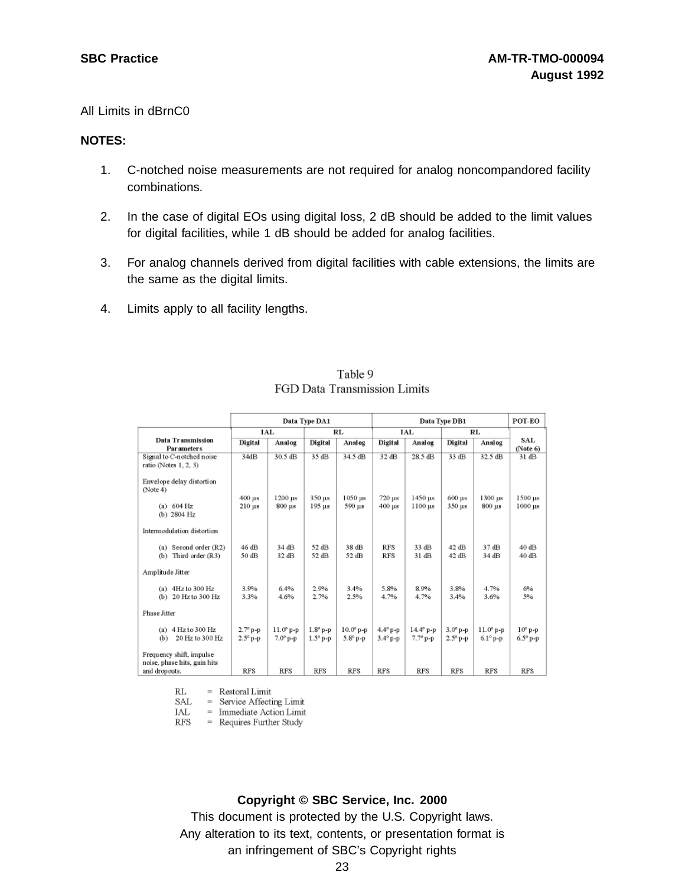All Limits in dBrnC0

**NOTES:**

1. C-notched noise measurements are not required for analog noncompandored facility combinations.

2. In the case of digital EOs using digital loss, 2 dB should be added to the limit values for digital facilities, while 1 dB should be added for analog facilities.

3. For analog channels derived from digital facilities with cable extensions, the limits are the same as the digital limits.

4. Limits apply to all facility lengths.

Table 9
FGD Data Transmission Limits

| | Data Type DA1 | | | | Data Type DB1 | | | | POT-EO |
|---|---|---|---|---|---|---|---|---|---|
| | IAL | | RL | | IAL | | RL | | |
| Data Transmission Parameters | Digital | Analog | Digital | Analog | Digital | Analog | Digital | Analog | SAL (Note 6) |
| Signal to C-notched noise ratio (Notes 1, 2, 3) | 34dB | 30.5 dB | 35 dB | 34.5 dB | 32 dB | 28.5 dB | 33 dB | 32.5 dB | 31 dB |
| Envelope delay distortion (Note 4) | | | | | | | | | |
| (a) 604 Hz | 400 µs | 1200 µs | 350 µs | 1050 µs | 720 µs | 1450 µs | 600 µs | 1300 µs | 1500 µs |
| (b) 2804 Hz | 210 µs | 800 µs | 195 µs | 590 µs | 400 µs | 1100 µs | 350 µs | 800 µs | 1000 µs |
| Intermodulation distortion | | | | | | | | | |
| (a) Second order (R2) | 46 dB | 34 dB | 52 dB | 38 dB | RFS | 33 dB | 42 dB | 37 dB | 40 dB |
| (b) Third order (R3) | 50 dB | 32 dB | 52 dB | 52 dB | RFS | 31 dB | 42 dB | 34 dB | 40 dB |
| Amplitude Jitter | | | | | | | | | |
| (a) 4Hz to 300 Hz | 3.9% | 6.4% | 2.9% | 3.4% | 5.8% | 8.9% | 3.8% | 4.7% | 6% |
| (b) 20 Hz to 300 Hz | 3.3% | 4.6% | 2.7% | 2.5% | 4.7% | 4.7% | 3.4% | 3.6% | 5% |
| Phase Jitter | | | | | | | | | |
| (a) 4 Hz to 300 Hz | 2.7° p-p | 11.0° p-p | 1.8° p-p | 10.0° p-p | 4.4° p-p | 14.4° p-p | 3.0° p-p | 11.0° p-p | 10° p-p |
| (b) 20 Hz to 300 Hz | 2.5° p-p | 7.0° p-p | 1.5° p-p | 5.8° p-p | 3.4° p-p | 7.7° p-p | 2.5° p-p | 6.1° p-p | 6.5° p-p |
| Frequency shift, impulse noise, phase hits, gain hits and dropouts. | RFS | RFS | RFS | RFS | RFS | RFS | RFS | RFS | RFS |

RL = Restoral Limit
SAL = Service Affecting Limit
IAL = Immediate Action Limit
RFS = Requires Further Study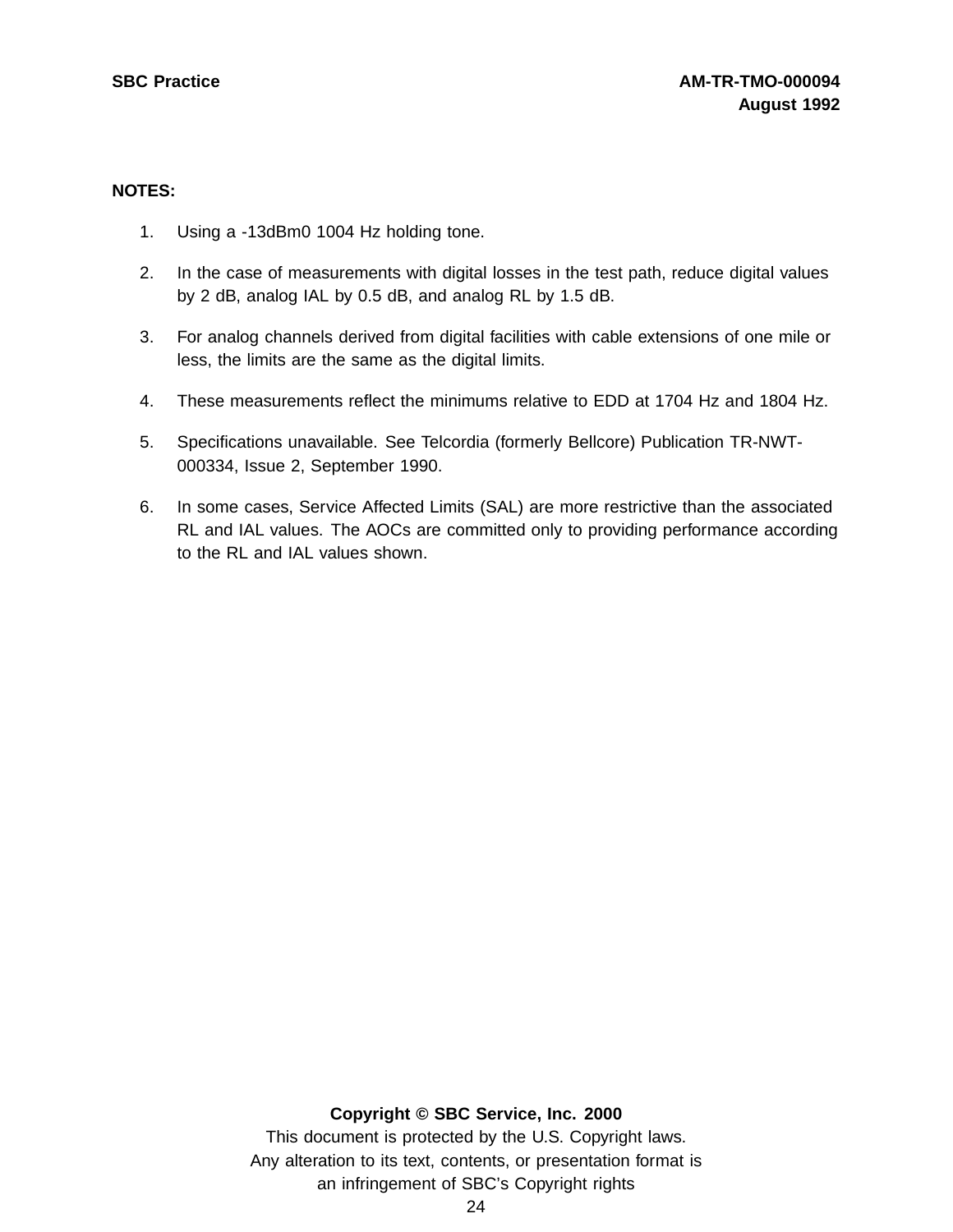**NOTES:**

1. Using a -13dBm0 1004 Hz holding tone.
2. In the case of measurements with digital losses in the test path, reduce digital values by 2 dB, analog IAL by 0.5 dB, and analog RL by 1.5 dB.
3. For analog channels derived from digital facilities with cable extensions of one mile or less, the limits are the same as the digital limits.
4. These measurements reflect the minimums relative to EDD at 1704 Hz and 1804 Hz.
5. Specifications unavailable. See Telcordia (formerly Bellcore) Publication TR-NWT-000334, Issue 2, September 1990.
6. In some cases, Service Affected Limits (SAL) are more restrictive than the associated RL and IAL values. The AOCs are committed only to providing performance according to the RL and IAL values shown.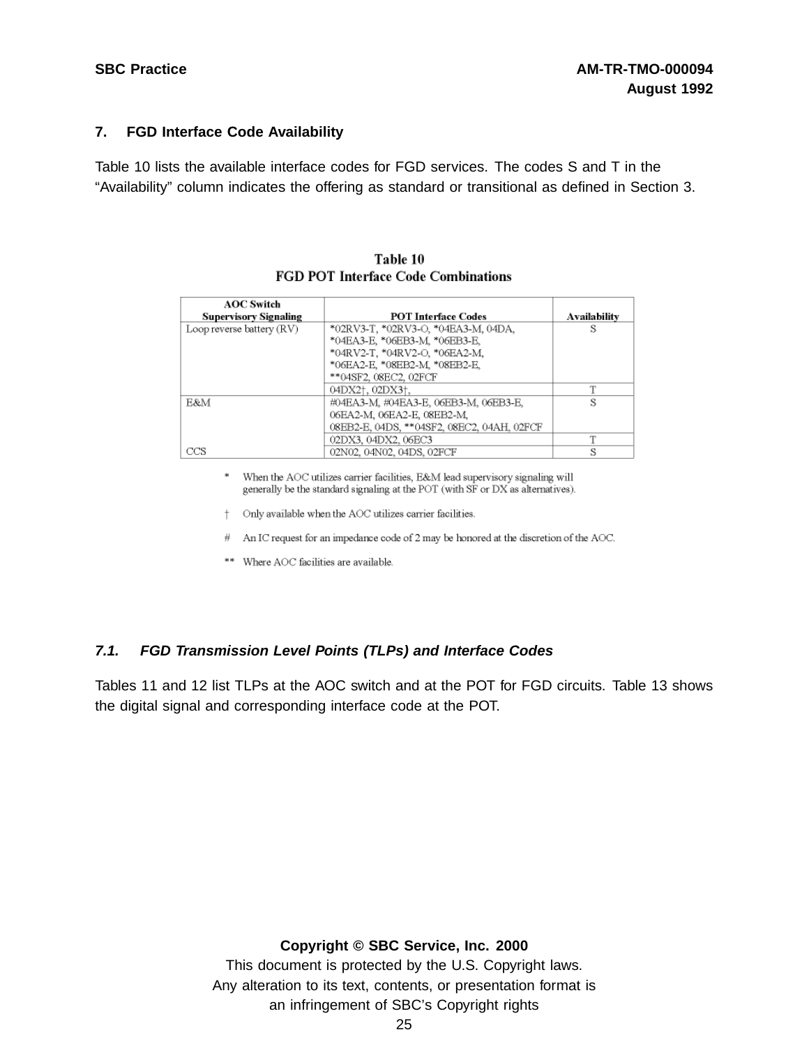## 7. FGD Interface Code Availability

Table 10 lists the available interface codes for FGD services. The codes S and T in the "Availability" column indicates the offering as standard or transitional as defined in Section 3.

**Table 10**
**FGD POT Interface Code Combinations**

| AOC Switch Supervisory Signaling | POT Interface Codes | Availability |
|---|---|---|
| Loop reverse battery (RV) | *02RV3-T, *02RV3-O, *04EA3-M, 04DA, *04EA3-E, *06EB3-M, *06EB3-E, *04RV2-T, *04RV2-O, *06EA2-M, *06EA2-E, *08EB2-M, *08EB2-E, **04SF2, 08EC2, 02FCF | S |
| | 04DX2†, 02DX3†, | T |
| E&M | #04EA3-M, #04EA3-E, 06EB3-M, 06EB3-E, 06EA2-M, 06EA2-E, 08EB2-M, 08EB2-E, 04DS, **04SF2, 08EC2, 04AH, 02FCF | S |
| | 02DX3, 04DX2, 06EC3 | T |
| CCS | 02N02, 04N02, 04DS, 02FCF | S |

\* When the AOC utilizes carrier facilities, E&M lead supervisory signaling will generally be the standard signaling at the POT (with SF or DX as alternatives).

† Only available when the AOC utilizes carrier facilities.

# An IC request for an impedance code of 2 may be honored at the discretion of the AOC.

** Where AOC facilities are available.

### *7.1. FGD Transmission Level Points (TLPs) and Interface Codes*

Tables 11 and 12 list TLPs at the AOC switch and at the POT for FGD circuits. Table 13 shows the digital signal and corresponding interface code at the POT.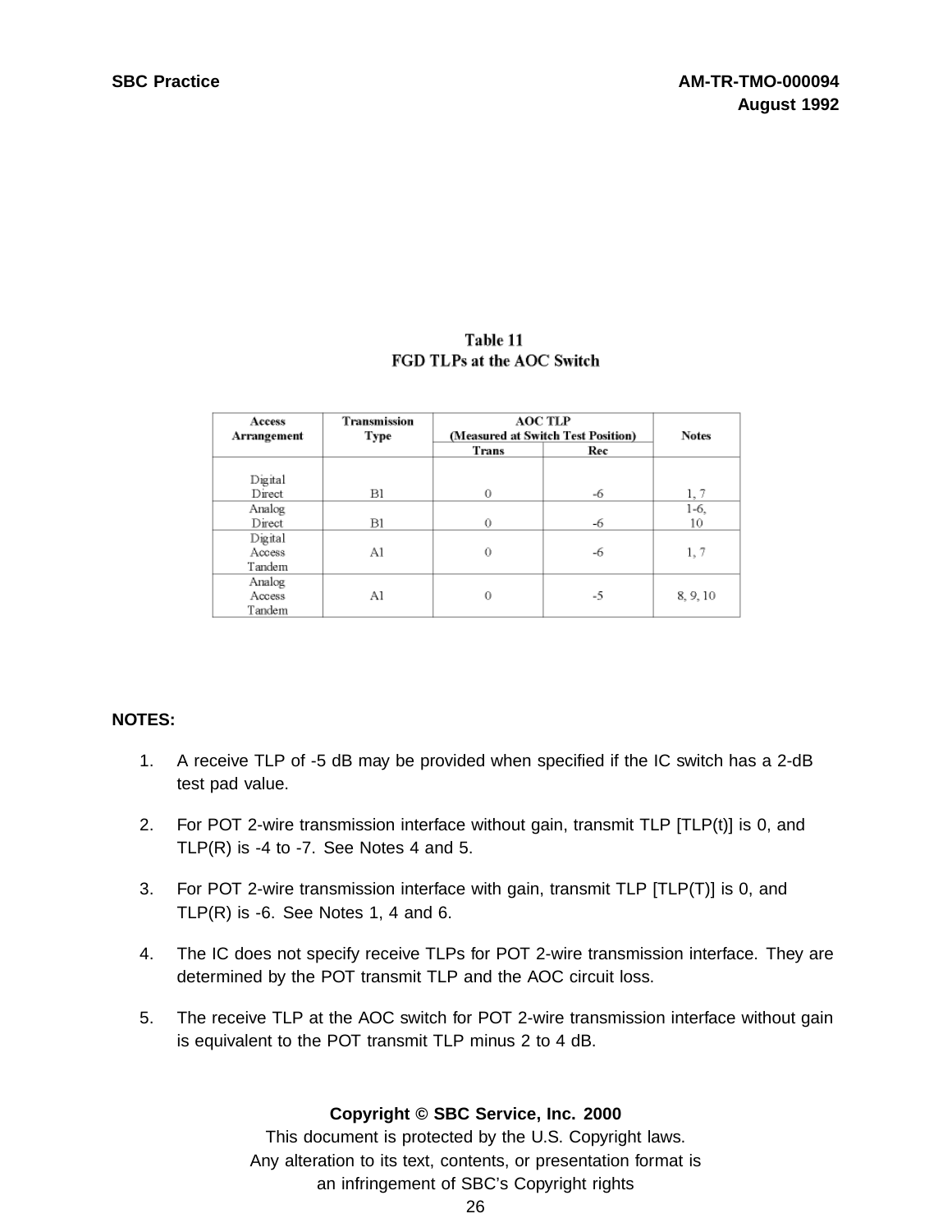**Table 11**
**FGD TLPs at the AOC Switch**

| Access Arrangement | Transmission Type | AOC TLP (Measured at Switch Test Position) | | Notes |
|---|---|---|---|---|
| | | Trans | Rec | |
| Digital Direct | B1 | 0 | -6 | 1, 7 |
| Analog Direct | B1 | 0 | -6 | 1-6, 10 |
| Digital Access Tandem | A1 | 0 | -6 | 1, 7 |
| Analog Access Tandem | A1 | 0 | -5 | 8, 9, 10 |

**NOTES:**

1. A receive TLP of -5 dB may be provided when specified if the IC switch has a 2-dB test pad value.

2. For POT 2-wire transmission interface without gain, transmit TLP [TLP(t)] is 0, and TLP(R) is -4 to -7. See Notes 4 and 5.

3. For POT 2-wire transmission interface with gain, transmit TLP [TLP(T)] is 0, and TLP(R) is -6. See Notes 1, 4 and 6.

4. The IC does not specify receive TLPs for POT 2-wire transmission interface. They are determined by the POT transmit TLP and the AOC circuit loss.

5. The receive TLP at the AOC switch for POT 2-wire transmission interface without gain is equivalent to the POT transmit TLP minus 2 to 4 dB.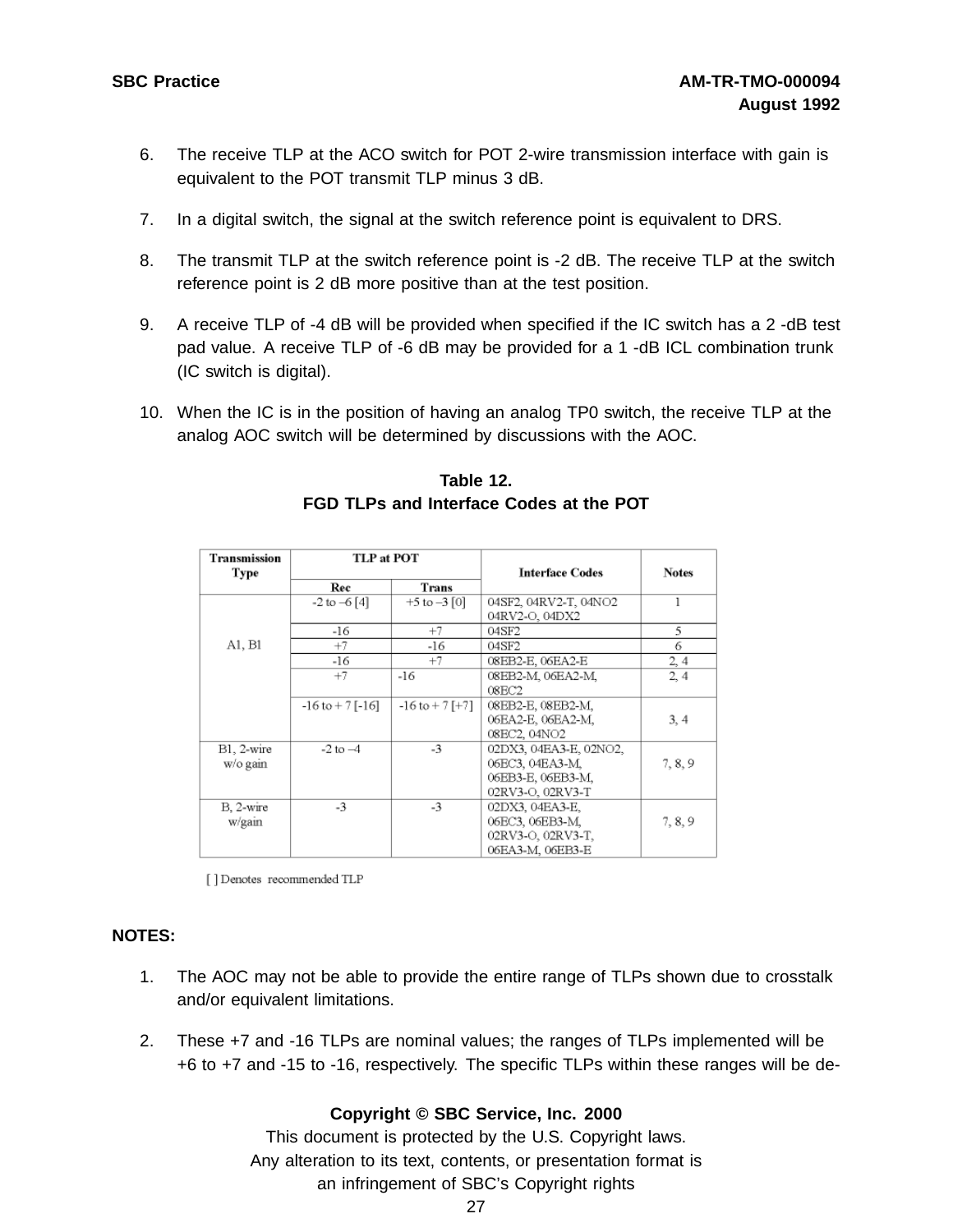6. The receive TLP at the ACO switch for POT 2-wire transmission interface with gain is equivalent to the POT transmit TLP minus 3 dB.

7. In a digital switch, the signal at the switch reference point is equivalent to DRS.

8. The transmit TLP at the switch reference point is -2 dB. The receive TLP at the switch reference point is 2 dB more positive than at the test position.

9. A receive TLP of -4 dB will be provided when specified if the IC switch has a 2 -dB test pad value. A receive TLP of -6 dB may be provided for a 1 -dB ICL combination trunk (IC switch is digital).

10. When the IC is in the position of having an analog TP0 switch, the receive TLP at the analog AOC switch will be determined by discussions with the AOC.

**Table 12.**
**FGD TLPs and Interface Codes at the POT**

| Transmission Type | TLP at POT | | Interface Codes | Notes |
|---|---|---|---|---|
| | Rec | Trans | | |
| A1, B1 | -2 to –6 [4] | +5 to –3 [0] | 04SF2, 04RV2-T, 04NO2 04RV2-O, 04DX2 | 1 |
| | -16 | +7 | 04SF2 | 5 |
| | +7 | -16 | 04SF2 | 6 |
| | -16 | +7 | 08EB2-E, 06EA2-E | 2, 4 |
| | +7 | -16 | 08EB2-M, 06EA2-M, 08EC2 | 2, 4 |
| | -16 to + 7 [-16] | -16 to + 7 [+7] | 08EB2-E, 08EB2-M, 06EA2-E, 06EA2-M, 08EC2, 04NO2 | 3, 4 |
| B1, 2-wire w/o gain | -2 to –4 | -3 | 02DX3, 04EA3-E, 02NO2, 06EC3, 04EA3-M, 06EB3-E, 06EB3-M, 02RV3-O, 02RV3-T | 7, 8, 9 |
| B, 2-wire w/gain | -3 | -3 | 02DX3, 04EA3-E, 06EC3, 06EB3-M, 02RV3-O, 02RV3-T, 06EA3-M, 06EB3-E | 7, 8, 9 |

[ ] Denotes recommended TLP

**NOTES:**

1. The AOC may not be able to provide the entire range of TLPs shown due to crosstalk and/or equivalent limitations.

2. These +7 and -16 TLPs are nominal values; the ranges of TLPs implemented will be +6 to +7 and -15 to -16, respectively. The specific TLPs within these ranges will be de-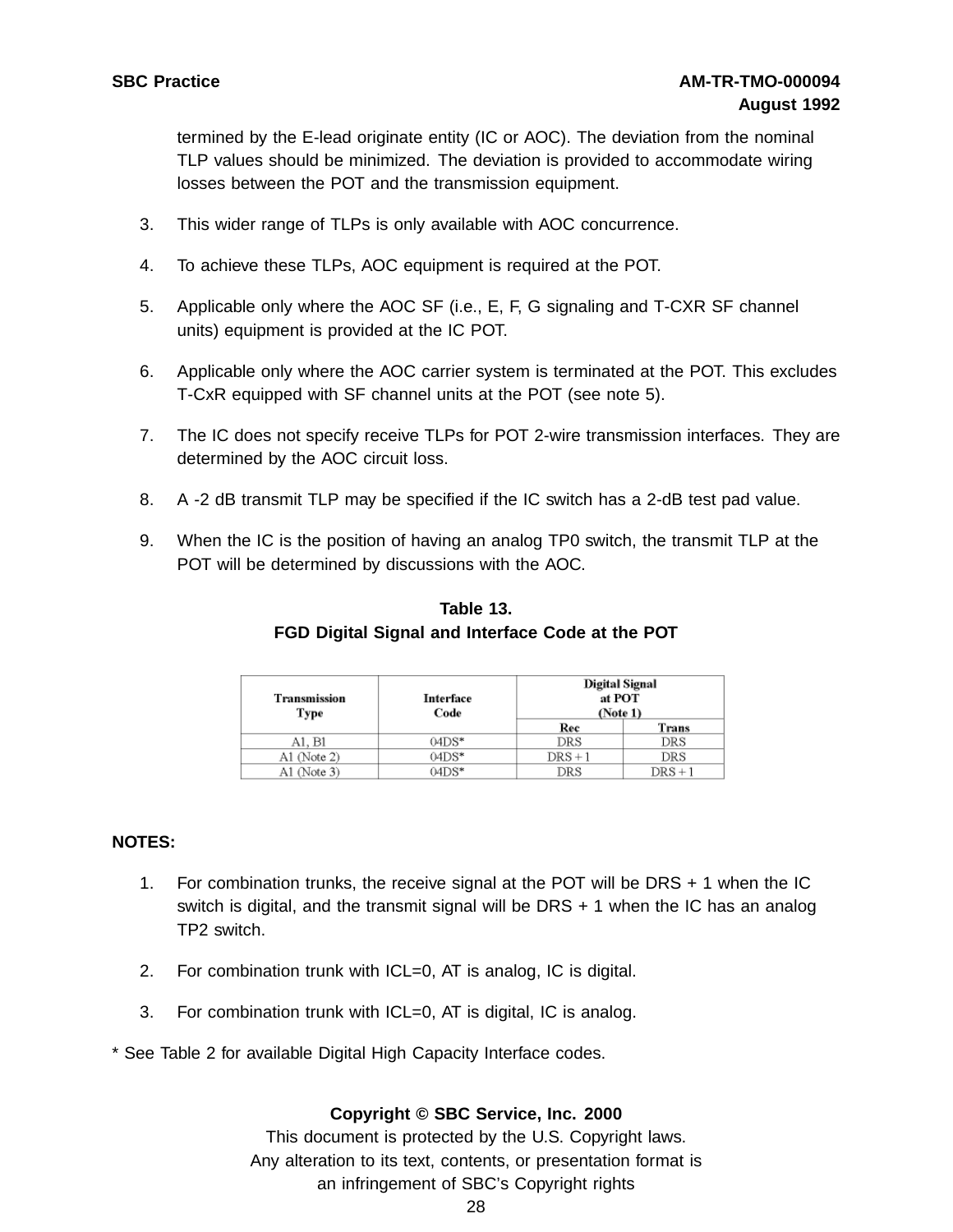termined by the E-lead originate entity (IC or AOC). The deviation from the nominal TLP values should be minimized. The deviation is provided to accommodate wiring losses between the POT and the transmission equipment.

3. This wider range of TLPs is only available with AOC concurrence.

4. To achieve these TLPs, AOC equipment is required at the POT.

5. Applicable only where the AOC SF (i.e., E, F, G signaling and T-CXR SF channel units) equipment is provided at the IC POT.

6. Applicable only where the AOC carrier system is terminated at the POT. This excludes T-CxR equipped with SF channel units at the POT (see note 5).

7. The IC does not specify receive TLPs for POT 2-wire transmission interfaces. They are determined by the AOC circuit loss.

8. A -2 dB transmit TLP may be specified if the IC switch has a 2-dB test pad value.

9. When the IC is the position of having an analog TP0 switch, the transmit TLP at the POT will be determined by discussions with the AOC.

**Table 13.**
**FGD Digital Signal and Interface Code at the POT**

| Transmission Type | Interface Code | Digital Signal at POT (Note 1) | |
|---|---|---|---|
| | | Rec | Trans |
| A1, B1 | 04DS* | DRS | DRS |
| A1 (Note 2) | 04DS* | DRS + 1 | DRS |
| A1 (Note 3) | 04DS* | DRS | DRS + 1 |

**NOTES:**

1. For combination trunks, the receive signal at the POT will be DRS + 1 when the IC switch is digital, and the transmit signal will be DRS + 1 when the IC has an analog TP2 switch.

2. For combination trunk with ICL=0, AT is analog, IC is digital.

3. For combination trunk with ICL=0, AT is digital, IC is analog.

* See Table 2 for available Digital High Capacity Interface codes.

**Copyright © SBC Service, Inc. 2000**
This document is protected by the U.S. Copyright laws.
Any alteration to its text, contents, or presentation format is an infringement of SBC's Copyright rights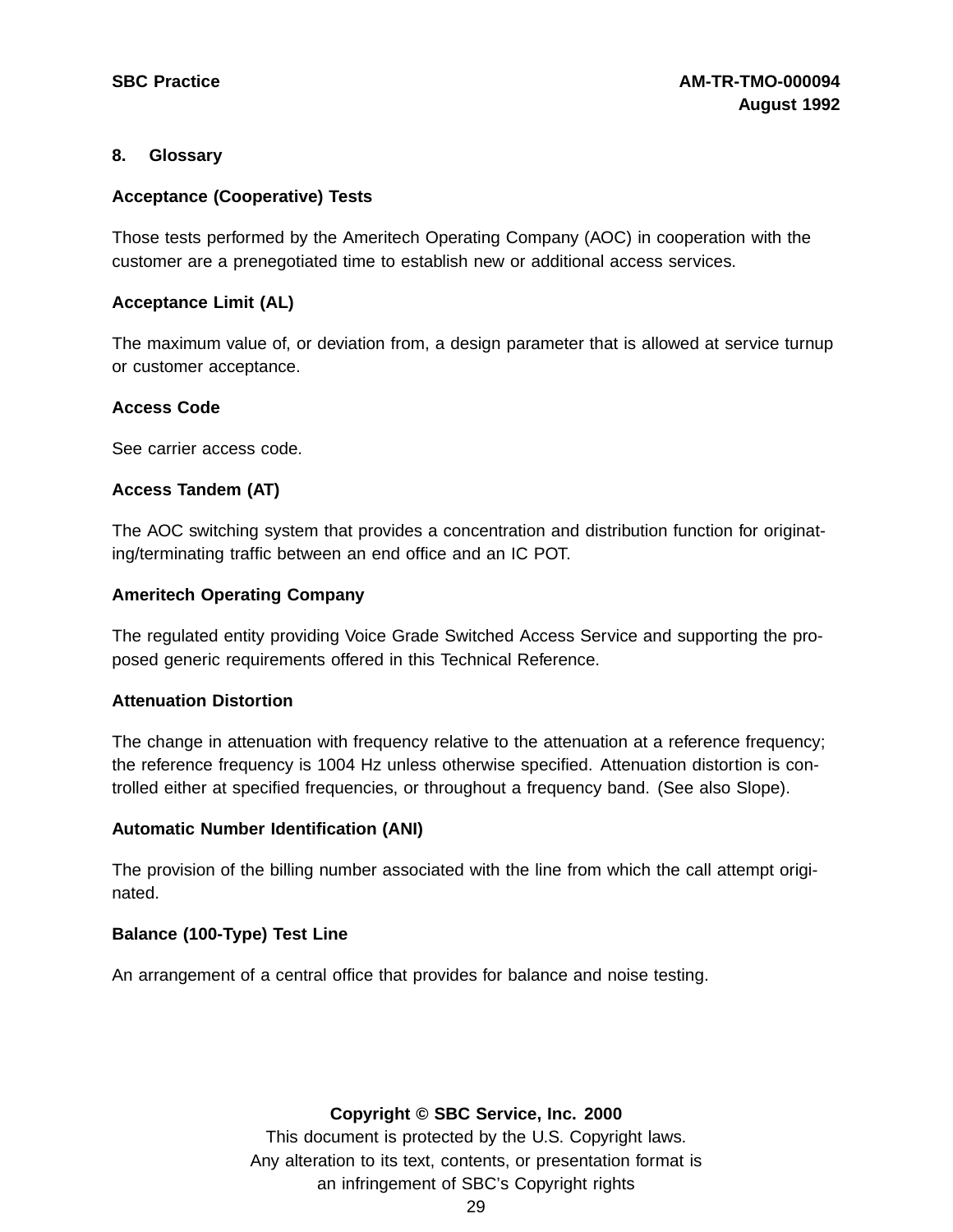## 8. Glossary

**Acceptance (Cooperative) Tests**

Those tests performed by the Ameritech Operating Company (AOC) in cooperation with the customer are a prenegotiated time to establish new or additional access services.

**Acceptance Limit (AL)**

The maximum value of, or deviation from, a design parameter that is allowed at service turnup or customer acceptance.

**Access Code**

See carrier access code.

**Access Tandem (AT)**

The AOC switching system that provides a concentration and distribution function for originating/terminating traffic between an end office and an IC POT.

**Ameritech Operating Company**

The regulated entity providing Voice Grade Switched Access Service and supporting the proposed generic requirements offered in this Technical Reference.

**Attenuation Distortion**

The change in attenuation with frequency relative to the attenuation at a reference frequency; the reference frequency is 1004 Hz unless otherwise specified. Attenuation distortion is controlled either at specified frequencies, or throughout a frequency band. (See also Slope).

**Automatic Number Identification (ANI)**

The provision of the billing number associated with the line from which the call attempt originated.

**Balance (100-Type) Test Line**

An arrangement of a central office that provides for balance and noise testing.

**Copyright © SBC Service, Inc. 2000**
This document is protected by the U.S. Copyright laws.
Any alteration to its text, contents, or presentation format is
an infringement of SBC's Copyright rights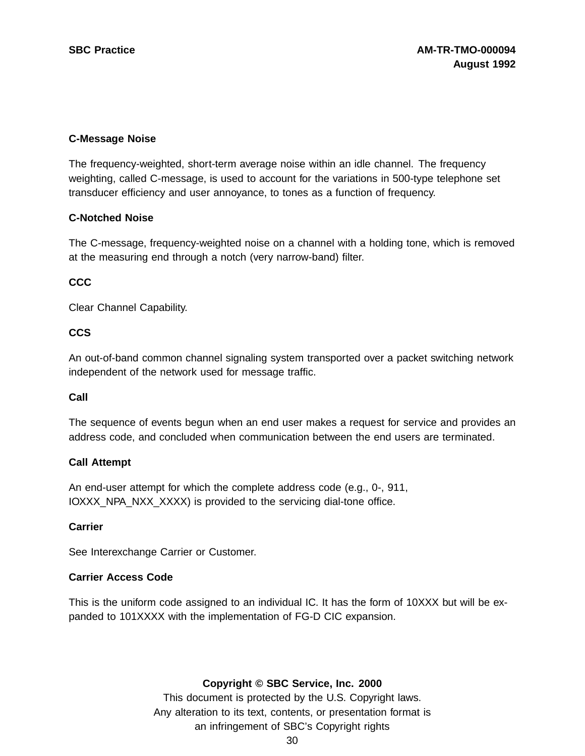**C-Message Noise**

The frequency-weighted, short-term average noise within an idle channel. The frequency weighting, called C-message, is used to account for the variations in 500-type telephone set transducer efficiency and user annoyance, to tones as a function of frequency.

**C-Notched Noise**

The C-message, frequency-weighted noise on a channel with a holding tone, which is removed at the measuring end through a notch (very narrow-band) filter.

**CCC**

Clear Channel Capability.

**CCS**

An out-of-band common channel signaling system transported over a packet switching network independent of the network used for message traffic.

**Call**

The sequence of events begun when an end user makes a request for service and provides an address code, and concluded when communication between the end users are terminated.

**Call Attempt**

An end-user attempt for which the complete address code (e.g., 0-, 911, IOXXX_NPA_NXX_XXXX) is provided to the servicing dial-tone office.

**Carrier**

See Interexchange Carrier or Customer.

**Carrier Access Code**

This is the uniform code assigned to an individual IC. It has the form of 10XXX but will be expanded to 101XXXX with the implementation of FG-D CIC expansion.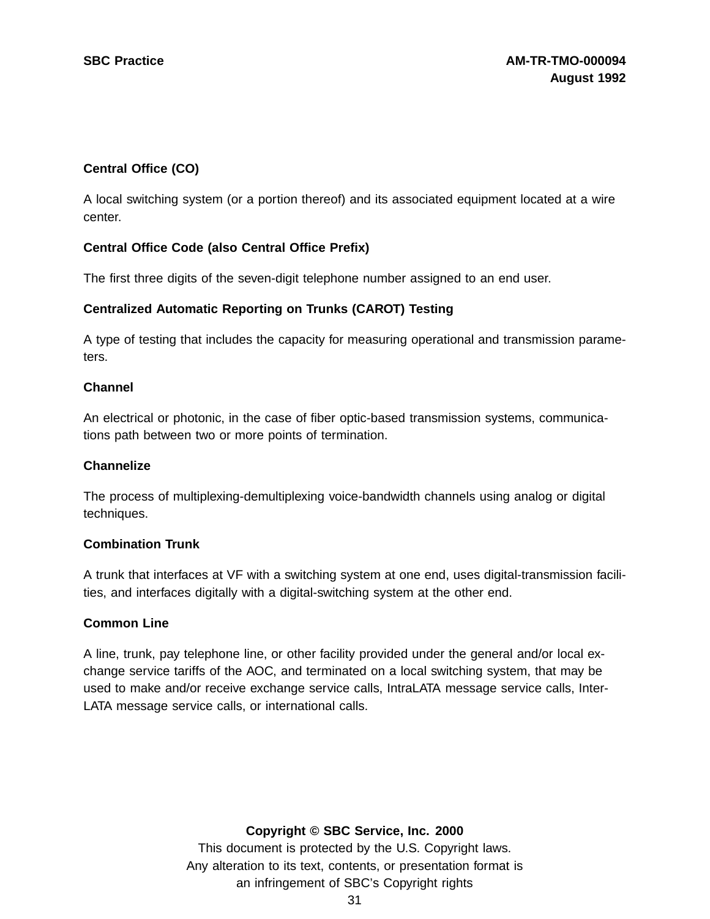**Central Office (CO)**

A local switching system (or a portion thereof) and its associated equipment located at a wire center.

**Central Office Code (also Central Office Prefix)**

The first three digits of the seven-digit telephone number assigned to an end user.

**Centralized Automatic Reporting on Trunks (CAROT) Testing**

A type of testing that includes the capacity for measuring operational and transmission parameters.

**Channel**

An electrical or photonic, in the case of fiber optic-based transmission systems, communications path between two or more points of termination.

**Channelize**

The process of multiplexing-demultiplexing voice-bandwidth channels using analog or digital techniques.

**Combination Trunk**

A trunk that interfaces at VF with a switching system at one end, uses digital-transmission facilities, and interfaces digitally with a digital-switching system at the other end.

**Common Line**

A line, trunk, pay telephone line, or other facility provided under the general and/or local exchange service tariffs of the AOC, and terminated on a local switching system, that may be used to make and/or receive exchange service calls, IntraLATA message service calls, InterLATA message service calls, or international calls.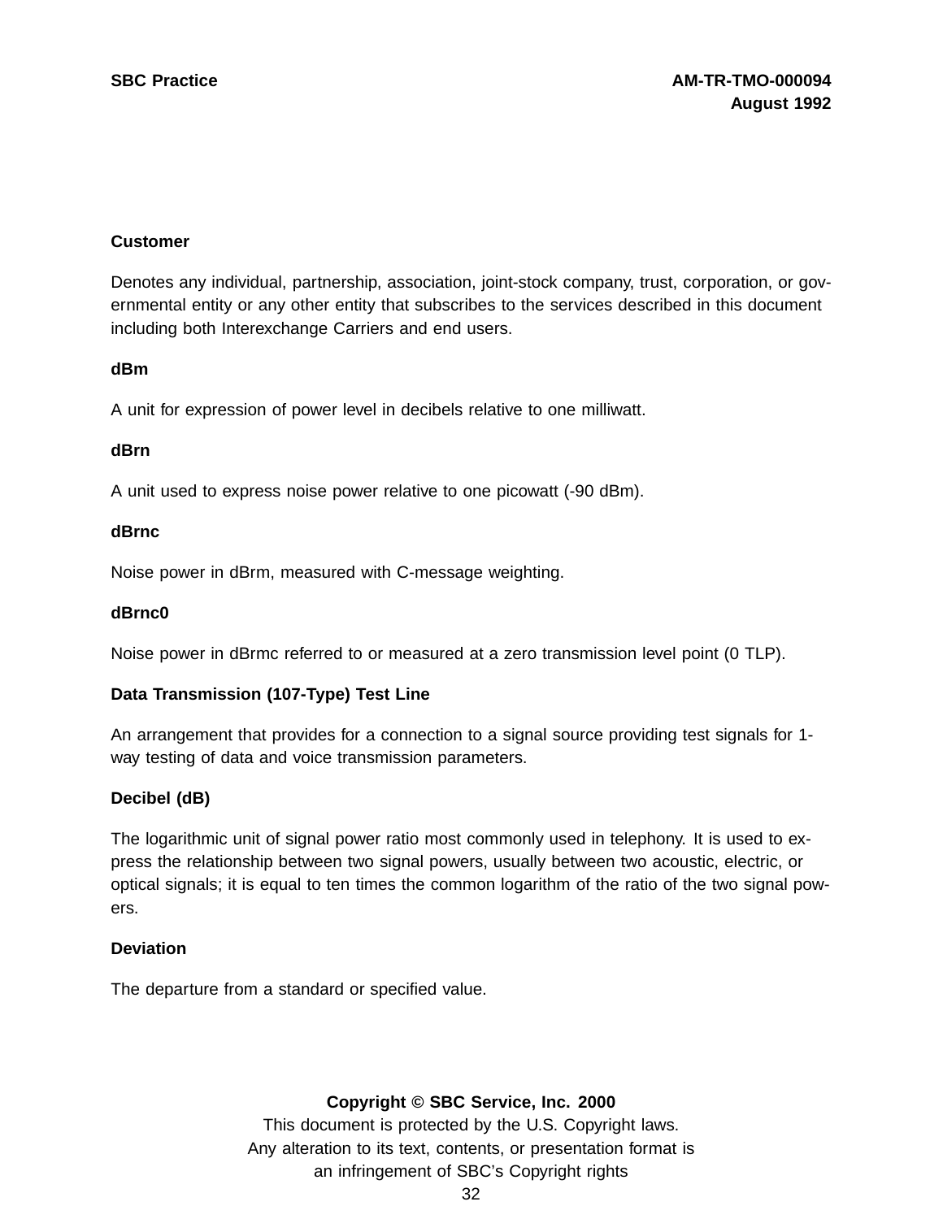**Customer**

Denotes any individual, partnership, association, joint-stock company, trust, corporation, or governmental entity or any other entity that subscribes to the services described in this document including both Interexchange Carriers and end users.

**dBm**

A unit for expression of power level in decibels relative to one milliwatt.

**dBrn**

A unit used to express noise power relative to one picowatt (-90 dBm).

**dBrnc**

Noise power in dBrm, measured with C-message weighting.

**dBrnc0**

Noise power in dBrmc referred to or measured at a zero transmission level point (0 TLP).

**Data Transmission (107-Type) Test Line**

An arrangement that provides for a connection to a signal source providing test signals for 1-way testing of data and voice transmission parameters.

**Decibel (dB)**

The logarithmic unit of signal power ratio most commonly used in telephony. It is used to express the relationship between two signal powers, usually between two acoustic, electric, or optical signals; it is equal to ten times the common logarithm of the ratio of the two signal powers.

**Deviation**

The departure from a standard or specified value.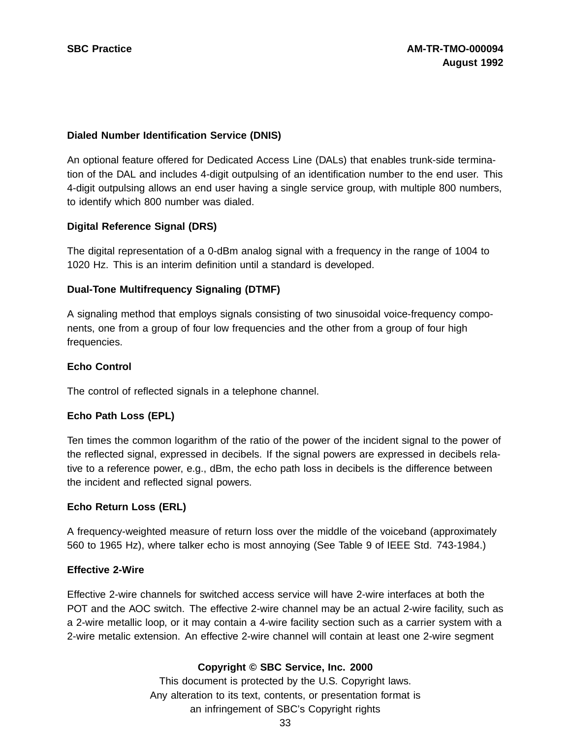**Dialed Number Identification Service (DNIS)**

An optional feature offered for Dedicated Access Line (DALs) that enables trunk-side termination of the DAL and includes 4-digit outpulsing of an identification number to the end user. This 4-digit outpulsing allows an end user having a single service group, with multiple 800 numbers, to identify which 800 number was dialed.

**Digital Reference Signal (DRS)**

The digital representation of a 0-dBm analog signal with a frequency in the range of 1004 to 1020 Hz. This is an interim definition until a standard is developed.

**Dual-Tone Multifrequency Signaling (DTMF)**

A signaling method that employs signals consisting of two sinusoidal voice-frequency components, one from a group of four low frequencies and the other from a group of four high frequencies.

**Echo Control**

The control of reflected signals in a telephone channel.

**Echo Path Loss (EPL)**

Ten times the common logarithm of the ratio of the power of the incident signal to the power of the reflected signal, expressed in decibels. If the signal powers are expressed in decibels relative to a reference power, e.g., dBm, the echo path loss in decibels is the difference between the incident and reflected signal powers.

**Echo Return Loss (ERL)**

A frequency-weighted measure of return loss over the middle of the voiceband (approximately 560 to 1965 Hz), where talker echo is most annoying (See Table 9 of IEEE Std. 743-1984.)

**Effective 2-Wire**

Effective 2-wire channels for switched access service will have 2-wire interfaces at both the POT and the AOC switch. The effective 2-wire channel may be an actual 2-wire facility, such as a 2-wire metallic loop, or it may contain a 4-wire facility section such as a carrier system with a 2-wire metalic extension. An effective 2-wire channel will contain at least one 2-wire segment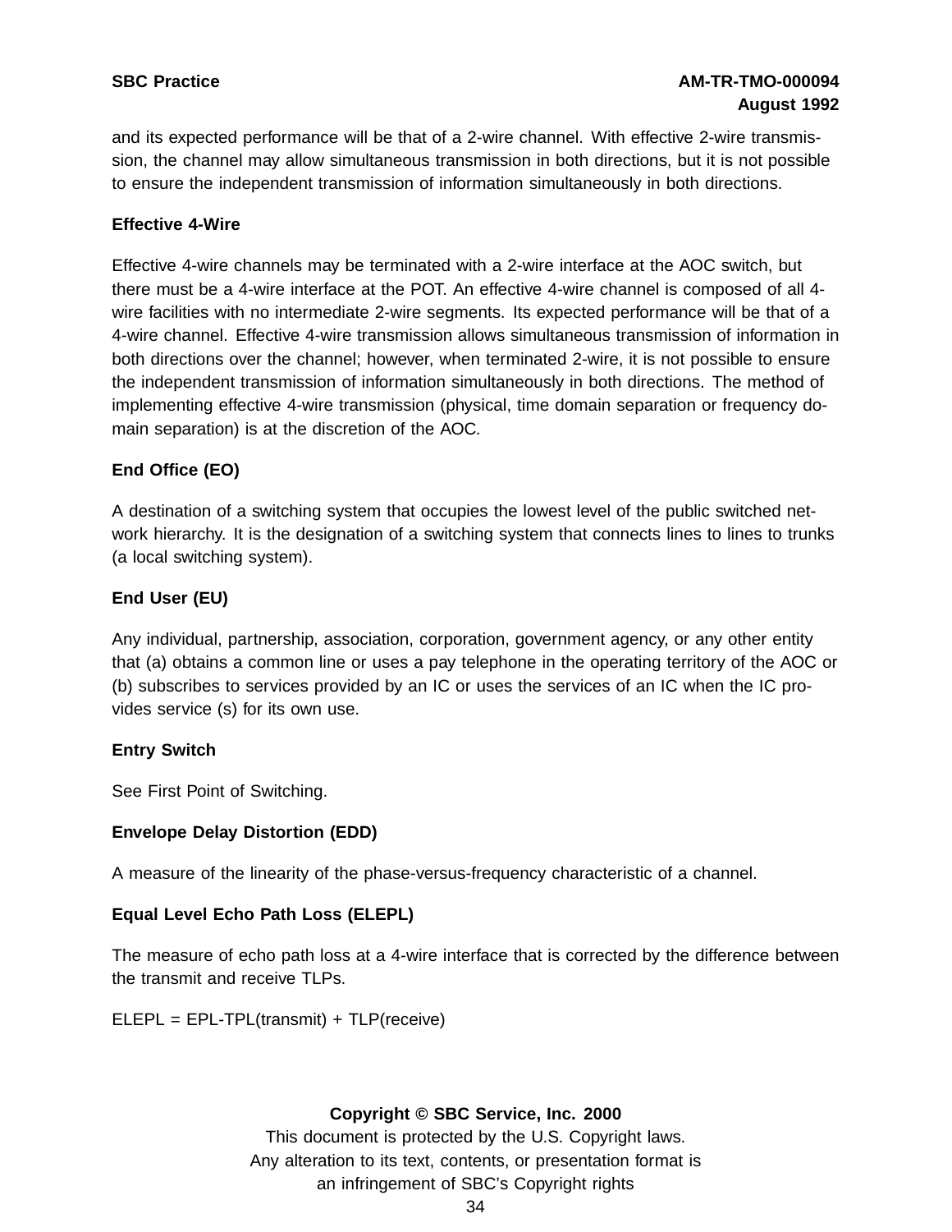and its expected performance will be that of a 2-wire channel. With effective 2-wire transmission, the channel may allow simultaneous transmission in both directions, but it is not possible to ensure the independent transmission of information simultaneously in both directions.

**Effective 4-Wire**

Effective 4-wire channels may be terminated with a 2-wire interface at the AOC switch, but there must be a 4-wire interface at the POT. An effective 4-wire channel is composed of all 4-wire facilities with no intermediate 2-wire segments. Its expected performance will be that of a 4-wire channel. Effective 4-wire transmission allows simultaneous transmission of information in both directions over the channel; however, when terminated 2-wire, it is not possible to ensure the independent transmission of information simultaneously in both directions. The method of implementing effective 4-wire transmission (physical, time domain separation or frequency domain separation) is at the discretion of the AOC.

**End Office (EO)**

A destination of a switching system that occupies the lowest level of the public switched network hierarchy. It is the designation of a switching system that connects lines to lines to trunks (a local switching system).

**End User (EU)**

Any individual, partnership, association, corporation, government agency, or any other entity that (a) obtains a common line or uses a pay telephone in the operating territory of the AOC or (b) subscribes to services provided by an IC or uses the services of an IC when the IC provides service (s) for its own use.

**Entry Switch**

See First Point of Switching.

**Envelope Delay Distortion (EDD)**

A measure of the linearity of the phase-versus-frequency characteristic of a channel.

**Equal Level Echo Path Loss (ELEPL)**

The measure of echo path loss at a 4-wire interface that is corrected by the difference between the transmit and receive TLPs.

ELEPL = EPL-TPL(transmit) + TLP(receive)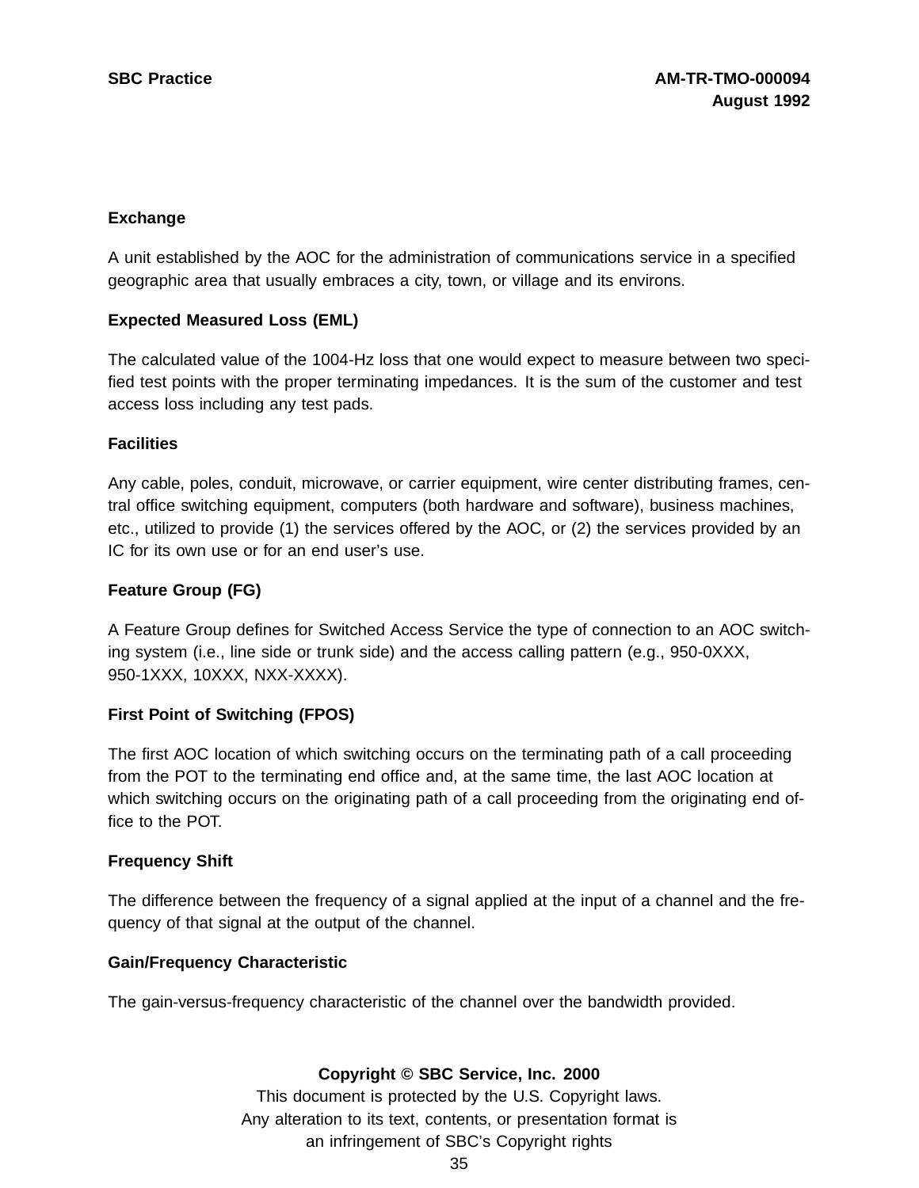**Exchange**

A unit established by the AOC for the administration of communications service in a specified geographic area that usually embraces a city, town, or village and its environs.

**Expected Measured Loss (EML)**

The calculated value of the 1004-Hz loss that one would expect to measure between two specified test points with the proper terminating impedances. It is the sum of the customer and test access loss including any test pads.

**Facilities**

Any cable, poles, conduit, microwave, or carrier equipment, wire center distributing frames, central office switching equipment, computers (both hardware and software), business machines, etc., utilized to provide (1) the services offered by the AOC, or (2) the services provided by an IC for its own use or for an end user's use.

**Feature Group (FG)**

A Feature Group defines for Switched Access Service the type of connection to an AOC switching system (i.e., line side or trunk side) and the access calling pattern (e.g., 950-0XXX, 950-1XXX, 10XXX, NXX-XXXX).

**First Point of Switching (FPOS)**

The first AOC location of which switching occurs on the terminating path of a call proceeding from the POT to the terminating end office and, at the same time, the last AOC location at which switching occurs on the originating path of a call proceeding from the originating end office to the POT.

**Frequency Shift**

The difference between the frequency of a signal applied at the input of a channel and the frequency of that signal at the output of the channel.

**Gain/Frequency Characteristic**

The gain-versus-frequency characteristic of the channel over the bandwidth provided.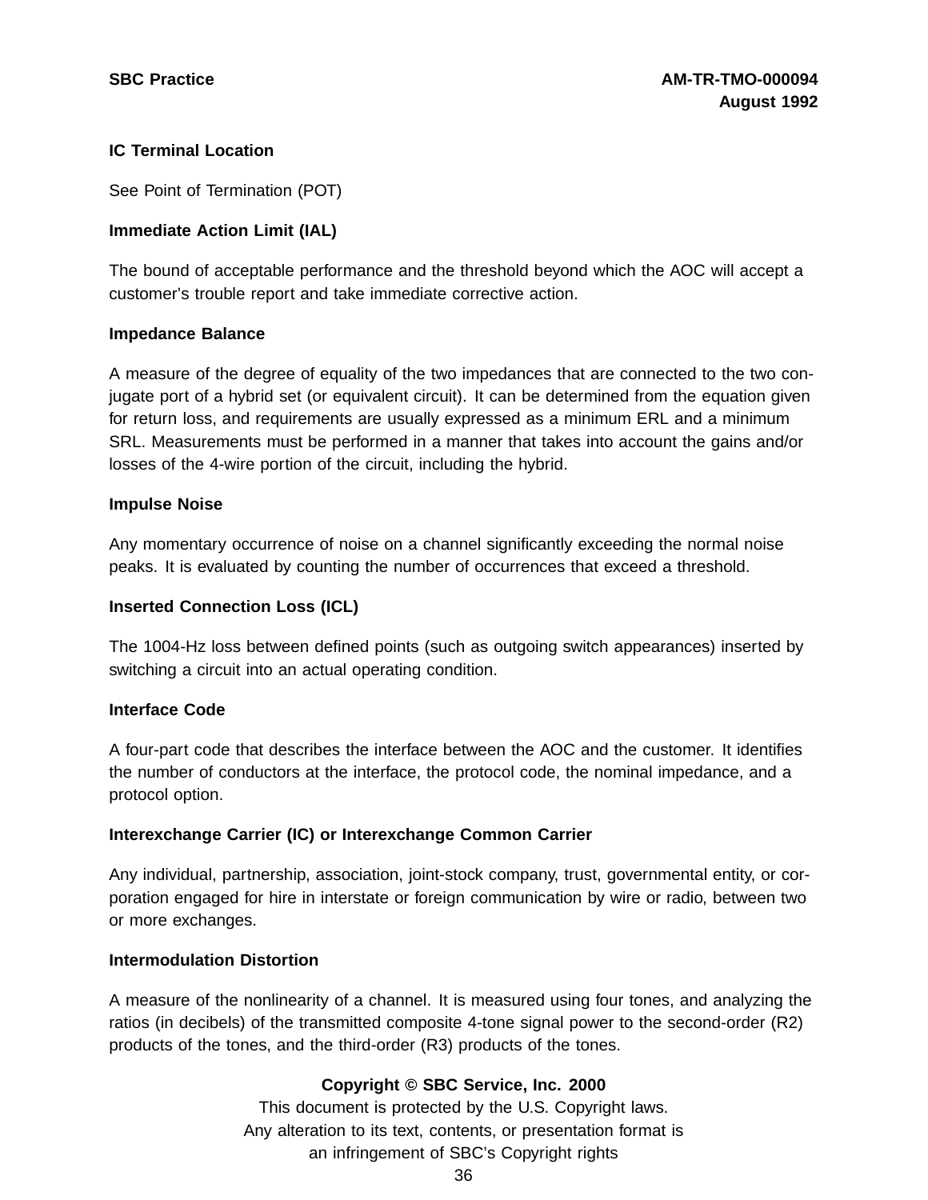**IC Terminal Location**

See Point of Termination (POT)

**Immediate Action Limit (IAL)**

The bound of acceptable performance and the threshold beyond which the AOC will accept a customer's trouble report and take immediate corrective action.

**Impedance Balance**

A measure of the degree of equality of the two impedances that are connected to the two conjugate port of a hybrid set (or equivalent circuit). It can be determined from the equation given for return loss, and requirements are usually expressed as a minimum ERL and a minimum SRL. Measurements must be performed in a manner that takes into account the gains and/or losses of the 4-wire portion of the circuit, including the hybrid.

**Impulse Noise**

Any momentary occurrence of noise on a channel significantly exceeding the normal noise peaks. It is evaluated by counting the number of occurrences that exceed a threshold.

**Inserted Connection Loss (ICL)**

The 1004-Hz loss between defined points (such as outgoing switch appearances) inserted by switching a circuit into an actual operating condition.

**Interface Code**

A four-part code that describes the interface between the AOC and the customer. It identifies the number of conductors at the interface, the protocol code, the nominal impedance, and a protocol option.

**Interexchange Carrier (IC) or Interexchange Common Carrier**

Any individual, partnership, association, joint-stock company, trust, governmental entity, or corporation engaged for hire in interstate or foreign communication by wire or radio, between two or more exchanges.

**Intermodulation Distortion**

A measure of the nonlinearity of a channel. It is measured using four tones, and analyzing the ratios (in decibels) of the transmitted composite 4-tone signal power to the second-order (R2) products of the tones, and the third-order (R3) products of the tones.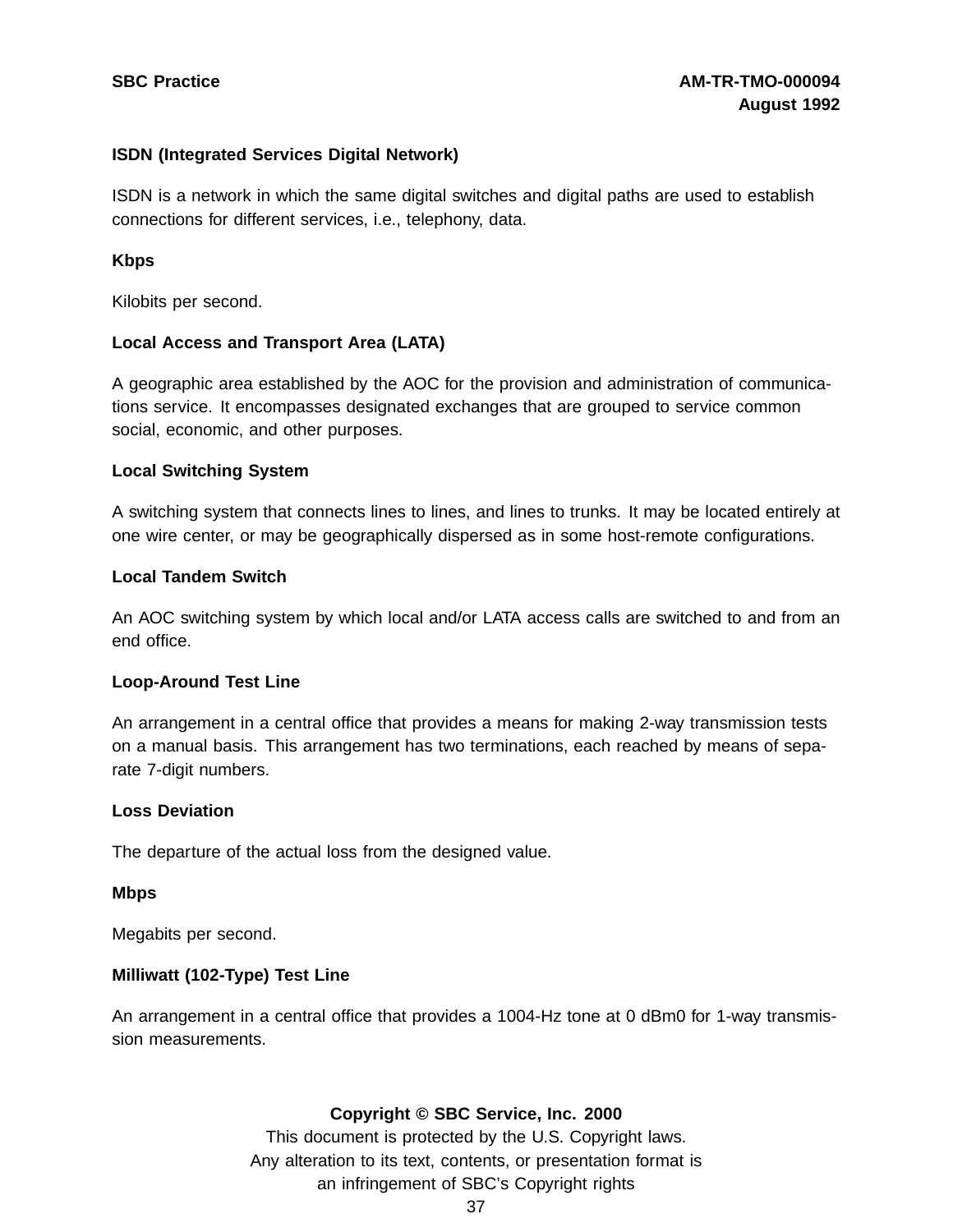**ISDN (Integrated Services Digital Network)**

ISDN is a network in which the same digital switches and digital paths are used to establish connections for different services, i.e., telephony, data.

**Kbps**

Kilobits per second.

**Local Access and Transport Area (LATA)**

A geographic area established by the AOC for the provision and administration of communications service. It encompasses designated exchanges that are grouped to service common social, economic, and other purposes.

**Local Switching System**

A switching system that connects lines to lines, and lines to trunks. It may be located entirely at one wire center, or may be geographically dispersed as in some host-remote configurations.

**Local Tandem Switch**

An AOC switching system by which local and/or LATA access calls are switched to and from an end office.

**Loop-Around Test Line**

An arrangement in a central office that provides a means for making 2-way transmission tests on a manual basis. This arrangement has two terminations, each reached by means of separate 7-digit numbers.

**Loss Deviation**

The departure of the actual loss from the designed value.

**Mbps**

Megabits per second.

**Milliwatt (102-Type) Test Line**

An arrangement in a central office that provides a 1004-Hz tone at 0 dBm0 for 1-way transmission measurements.

**Copyright © SBC Service, Inc. 2000**

This document is protected by the U.S. Copyright laws.
Any alteration to its text, contents, or presentation format is
an infringement of SBC's Copyright rights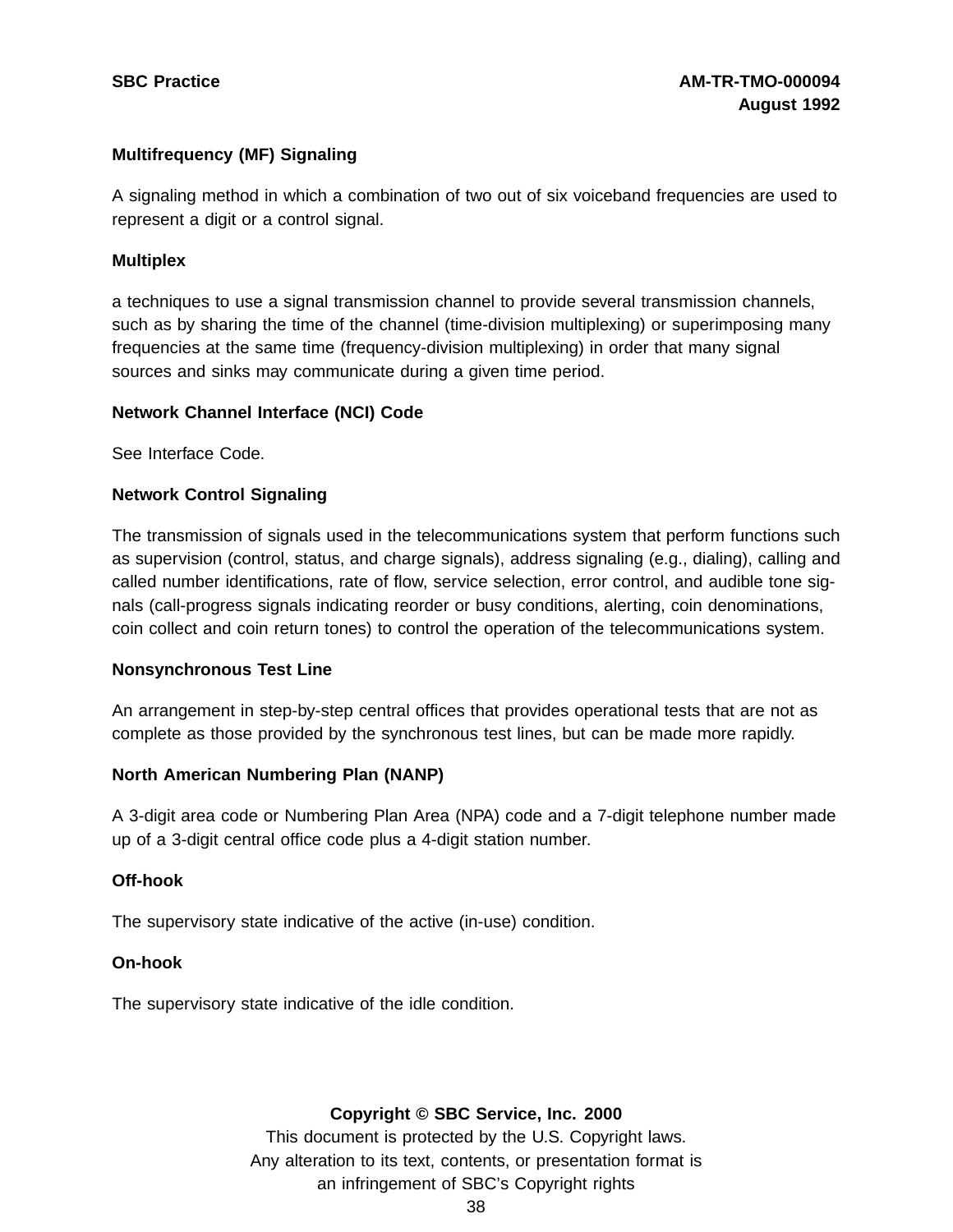**Multifrequency (MF) Signaling**

A signaling method in which a combination of two out of six voiceband frequencies are used to represent a digit or a control signal.

**Multiplex**

a techniques to use a signal transmission channel to provide several transmission channels, such as by sharing the time of the channel (time-division multiplexing) or superimposing many frequencies at the same time (frequency-division multiplexing) in order that many signal sources and sinks may communicate during a given time period.

**Network Channel Interface (NCI) Code**

See Interface Code.

**Network Control Signaling**

The transmission of signals used in the telecommunications system that perform functions such as supervision (control, status, and charge signals), address signaling (e.g., dialing), calling and called number identifications, rate of flow, service selection, error control, and audible tone signals (call-progress signals indicating reorder or busy conditions, alerting, coin denominations, coin collect and coin return tones) to control the operation of the telecommunications system.

**Nonsynchronous Test Line**

An arrangement in step-by-step central offices that provides operational tests that are not as complete as those provided by the synchronous test lines, but can be made more rapidly.

**North American Numbering Plan (NANP)**

A 3-digit area code or Numbering Plan Area (NPA) code and a 7-digit telephone number made up of a 3-digit central office code plus a 4-digit station number.

**Off-hook**

The supervisory state indicative of the active (in-use) condition.

**On-hook**

The supervisory state indicative of the idle condition.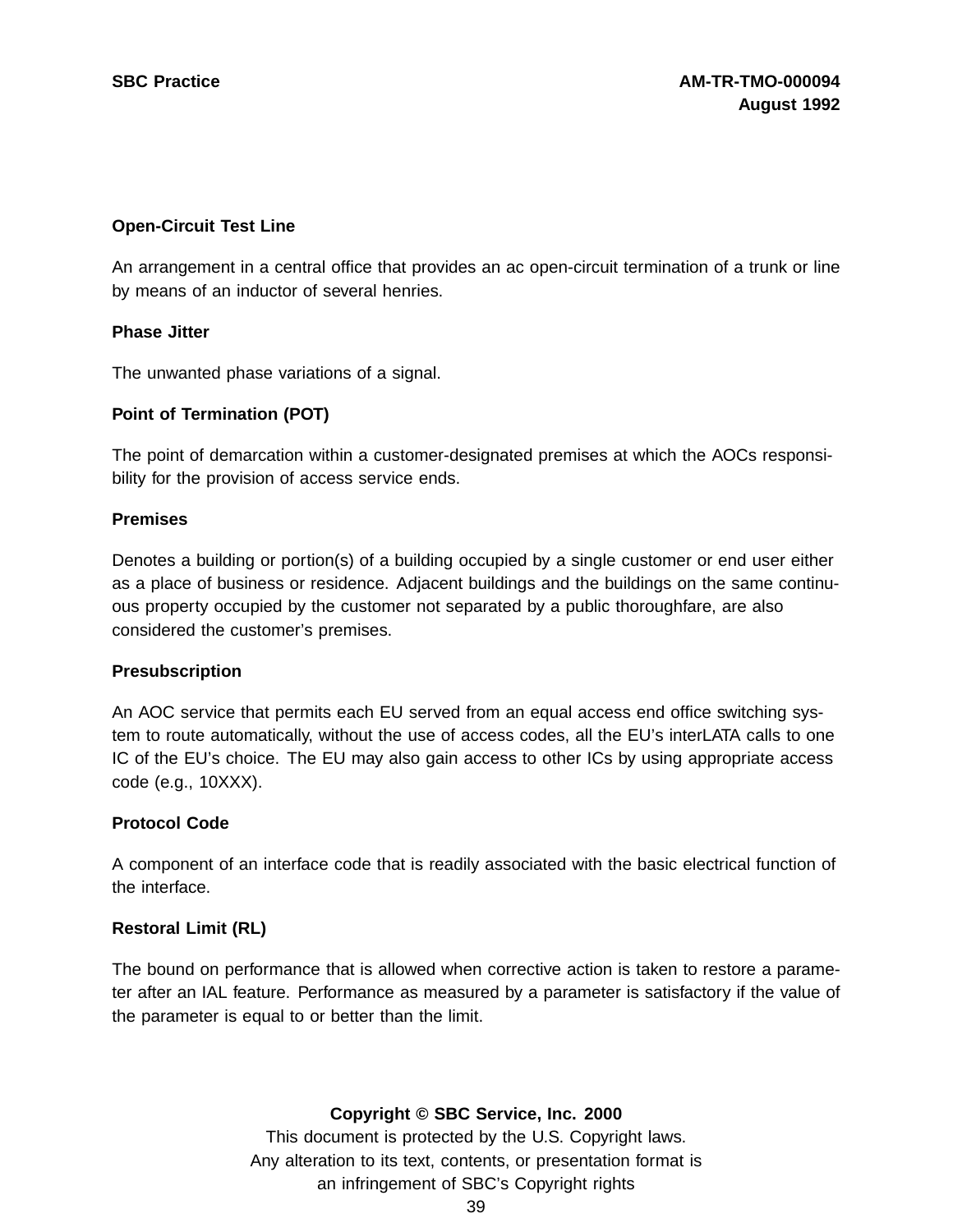**Open-Circuit Test Line**

An arrangement in a central office that provides an ac open-circuit termination of a trunk or line by means of an inductor of several henries.

**Phase Jitter**

The unwanted phase variations of a signal.

**Point of Termination (POT)**

The point of demarcation within a customer-designated premises at which the AOCs responsibility for the provision of access service ends.

**Premises**

Denotes a building or portion(s) of a building occupied by a single customer or end user either as a place of business or residence. Adjacent buildings and the buildings on the same continuous property occupied by the customer not separated by a public thoroughfare, are also considered the customer's premises.

**Presubscription**

An AOC service that permits each EU served from an equal access end office switching system to route automatically, without the use of access codes, all the EU's interLATA calls to one IC of the EU's choice. The EU may also gain access to other ICs by using appropriate access code (e.g., 10XXX).

**Protocol Code**

A component of an interface code that is readily associated with the basic electrical function of the interface.

**Restoral Limit (RL)**

The bound on performance that is allowed when corrective action is taken to restore a parameter after an IAL feature. Performance as measured by a parameter is satisfactory if the value of the parameter is equal to or better than the limit.

**Copyright © SBC Service, Inc. 2000**

This document is protected by the U.S. Copyright laws.
Any alteration to its text, contents, or presentation format is an infringement of SBC's Copyright rights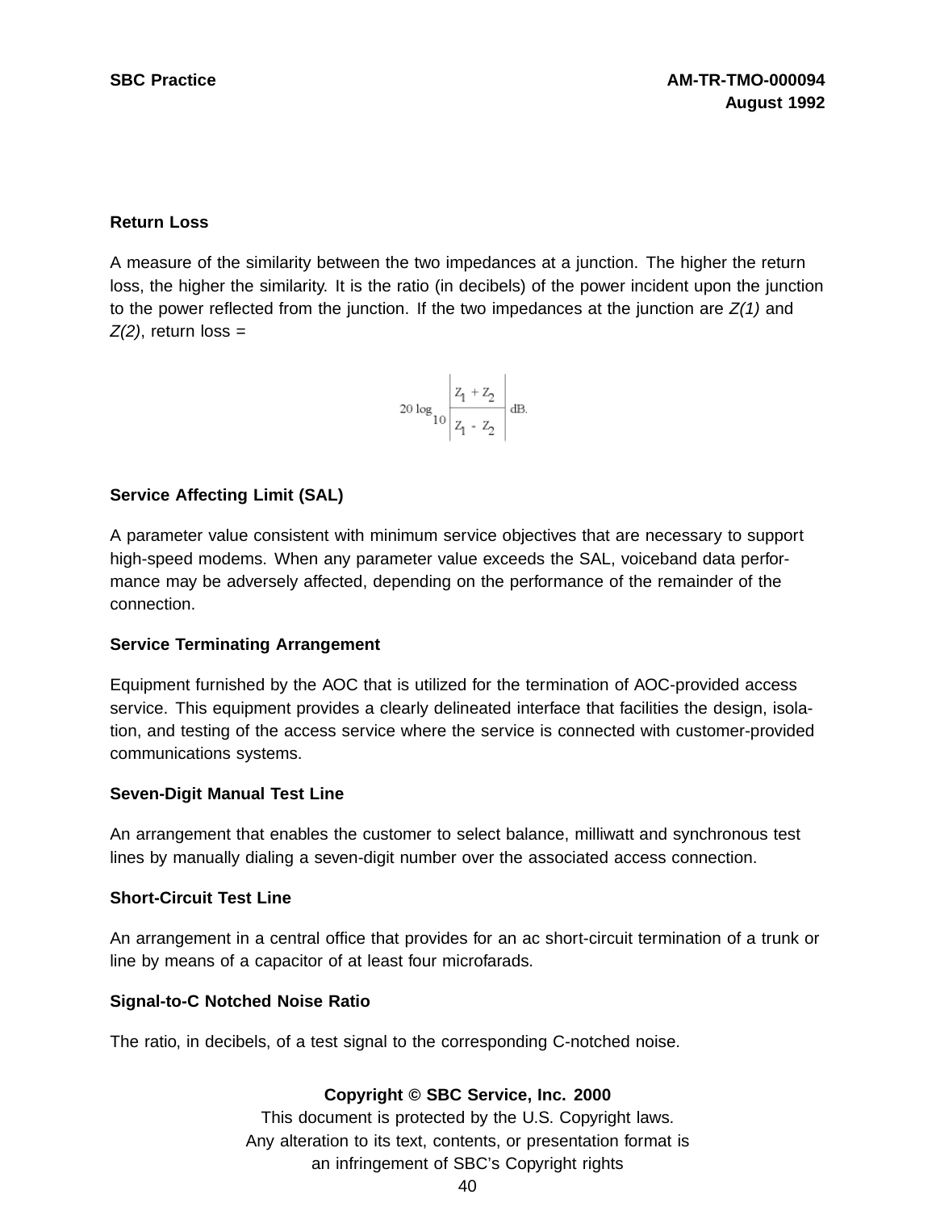**Return Loss**

A measure of the similarity between the two impedances at a junction. The higher the return loss, the higher the similarity. It is the ratio (in decibels) of the power incident upon the junction to the power reflected from the junction. If the two impedances at the junction are *Z(1)* and *Z(2)*, return loss =

$$20 \log_{10} \left| \frac{Z_1 + Z_2}{Z_1 - Z_2} \right| \text{dB.}$$

**Service Affecting Limit (SAL)**

A parameter value consistent with minimum service objectives that are necessary to support high-speed modems. When any parameter value exceeds the SAL, voiceband data performance may be adversely affected, depending on the performance of the remainder of the connection.

**Service Terminating Arrangement**

Equipment furnished by the AOC that is utilized for the termination of AOC-provided access service. This equipment provides a clearly delineated interface that facilities the design, isolation, and testing of the access service where the service is connected with customer-provided communications systems.

**Seven-Digit Manual Test Line**

An arrangement that enables the customer to select balance, milliwatt and synchronous test lines by manually dialing a seven-digit number over the associated access connection.

**Short-Circuit Test Line**

An arrangement in a central office that provides for an ac short-circuit termination of a trunk or line by means of a capacitor of at least four microfarads.

**Signal-to-C Notched Noise Ratio**

The ratio, in decibels, of a test signal to the corresponding C-notched noise.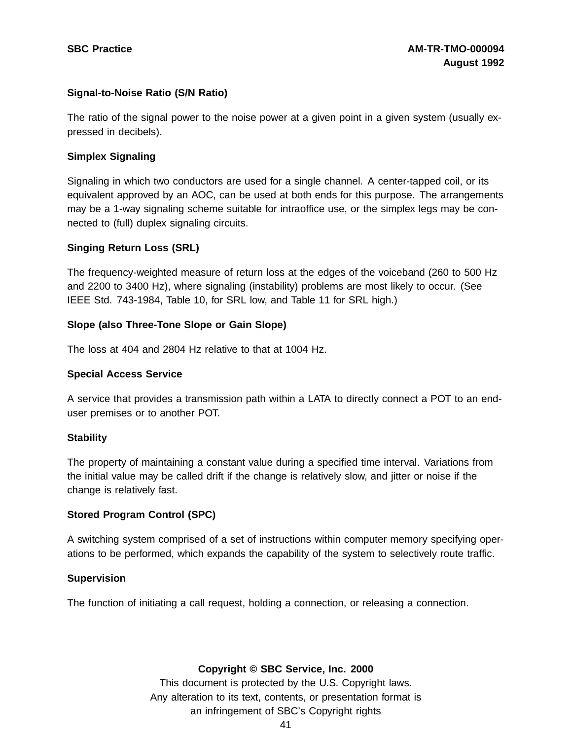**Signal-to-Noise Ratio (S/N Ratio)**

The ratio of the signal power to the noise power at a given point in a given system (usually expressed in decibels).

**Simplex Signaling**

Signaling in which two conductors are used for a single channel. A center-tapped coil, or its equivalent approved by an AOC, can be used at both ends for this purpose. The arrangements may be a 1-way signaling scheme suitable for intraoffice use, or the simplex legs may be connected to (full) duplex signaling circuits.

**Singing Return Loss (SRL)**

The frequency-weighted measure of return loss at the edges of the voiceband (260 to 500 Hz and 2200 to 3400 Hz), where signaling (instability) problems are most likely to occur. (See IEEE Std. 743-1984, Table 10, for SRL low, and Table 11 for SRL high.)

**Slope (also Three-Tone Slope or Gain Slope)**

The loss at 404 and 2804 Hz relative to that at 1004 Hz.

**Special Access Service**

A service that provides a transmission path within a LATA to directly connect a POT to an end-user premises or to another POT.

**Stability**

The property of maintaining a constant value during a specified time interval. Variations from the initial value may be called drift if the change is relatively slow, and jitter or noise if the change is relatively fast.

**Stored Program Control (SPC)**

A switching system comprised of a set of instructions within computer memory specifying operations to be performed, which expands the capability of the system to selectively route traffic.

**Supervision**

The function of initiating a call request, holding a connection, or releasing a connection.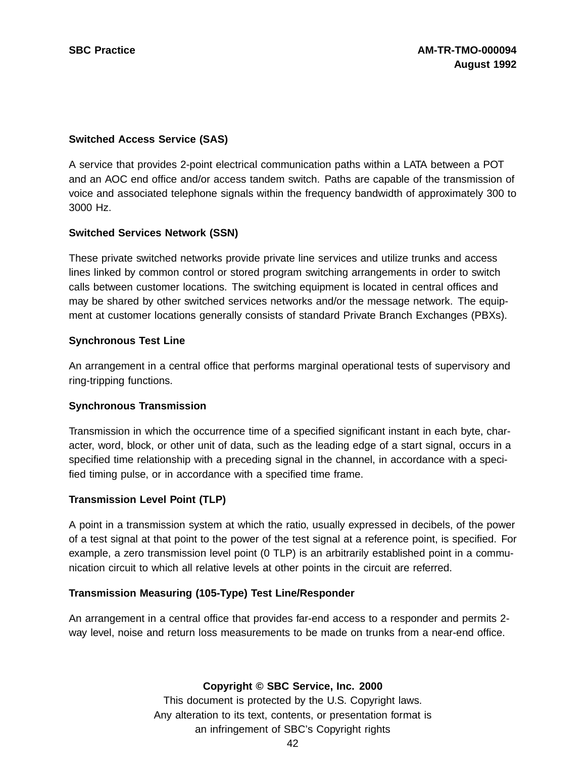**Switched Access Service (SAS)**

A service that provides 2-point electrical communication paths within a LATA between a POT and an AOC end office and/or access tandem switch. Paths are capable of the transmission of voice and associated telephone signals within the frequency bandwidth of approximately 300 to 3000 Hz.

**Switched Services Network (SSN)**

These private switched networks provide private line services and utilize trunks and access lines linked by common control or stored program switching arrangements in order to switch calls between customer locations. The switching equipment is located in central offices and may be shared by other switched services networks and/or the message network. The equipment at customer locations generally consists of standard Private Branch Exchanges (PBXs).

**Synchronous Test Line**

An arrangement in a central office that performs marginal operational tests of supervisory and ring-tripping functions.

**Synchronous Transmission**

Transmission in which the occurrence time of a specified significant instant in each byte, character, word, block, or other unit of data, such as the leading edge of a start signal, occurs in a specified time relationship with a preceding signal in the channel, in accordance with a specified timing pulse, or in accordance with a specified time frame.

**Transmission Level Point (TLP)**

A point in a transmission system at which the ratio, usually expressed in decibels, of the power of a test signal at that point to the power of the test signal at a reference point, is specified. For example, a zero transmission level point (0 TLP) is an arbitrarily established point in a communication circuit to which all relative levels at other points in the circuit are referred.

**Transmission Measuring (105-Type) Test Line/Responder**

An arrangement in a central office that provides far-end access to a responder and permits 2-way level, noise and return loss measurements to be made on trunks from a near-end office.

**Copyright © SBC Service, Inc. 2000**
This document is protected by the U.S. Copyright laws.
Any alteration to its text, contents, or presentation format is
an infringement of SBC's Copyright rights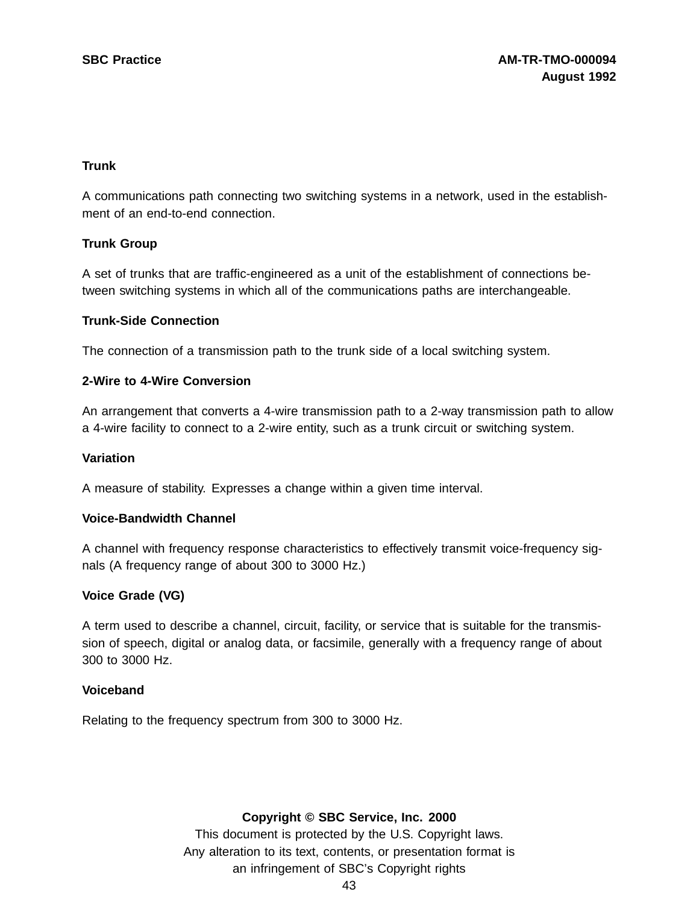**Trunk**

A communications path connecting two switching systems in a network, used in the establishment of an end-to-end connection.

**Trunk Group**

A set of trunks that are traffic-engineered as a unit of the establishment of connections between switching systems in which all of the communications paths are interchangeable.

**Trunk-Side Connection**

The connection of a transmission path to the trunk side of a local switching system.

**2-Wire to 4-Wire Conversion**

An arrangement that converts a 4-wire transmission path to a 2-way transmission path to allow a 4-wire facility to connect to a 2-wire entity, such as a trunk circuit or switching system.

**Variation**

A measure of stability. Expresses a change within a given time interval.

**Voice-Bandwidth Channel**

A channel with frequency response characteristics to effectively transmit voice-frequency signals (A frequency range of about 300 to 3000 Hz.)

**Voice Grade (VG)**

A term used to describe a channel, circuit, facility, or service that is suitable for the transmission of speech, digital or analog data, or facsimile, generally with a frequency range of about 300 to 3000 Hz.

**Voiceband**

Relating to the frequency spectrum from 300 to 3000 Hz.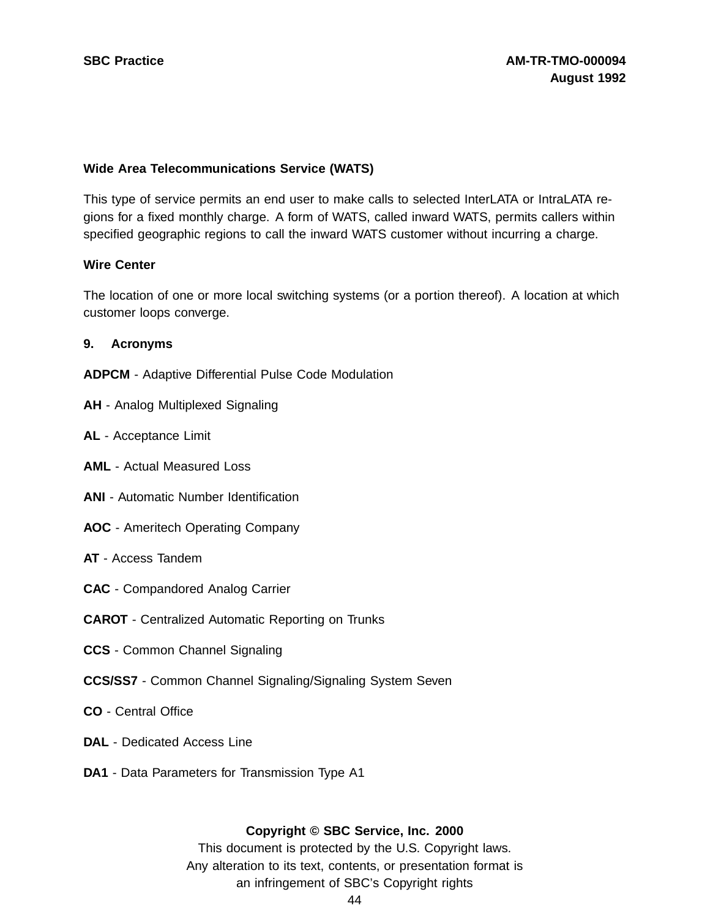**Wide Area Telecommunications Service (WATS)**

This type of service permits an end user to make calls to selected InterLATA or IntraLATA regions for a fixed monthly charge. A form of WATS, called inward WATS, permits callers within specified geographic regions to call the inward WATS customer without incurring a charge.

**Wire Center**

The location of one or more local switching systems (or a portion thereof). A location at which customer loops converge.

## 9. Acronyms

**ADPCM** - Adaptive Differential Pulse Code Modulation

**AH** - Analog Multiplexed Signaling

**AL** - Acceptance Limit

**AML** - Actual Measured Loss

**ANI** - Automatic Number Identification

**AOC** - Ameritech Operating Company

**AT** - Access Tandem

**CAC** - Compandored Analog Carrier

**CAROT** - Centralized Automatic Reporting on Trunks

**CCS** - Common Channel Signaling

**CCS/SS7** - Common Channel Signaling/Signaling System Seven

**CO** - Central Office

**DAL** - Dedicated Access Line

**DA1** - Data Parameters for Transmission Type A1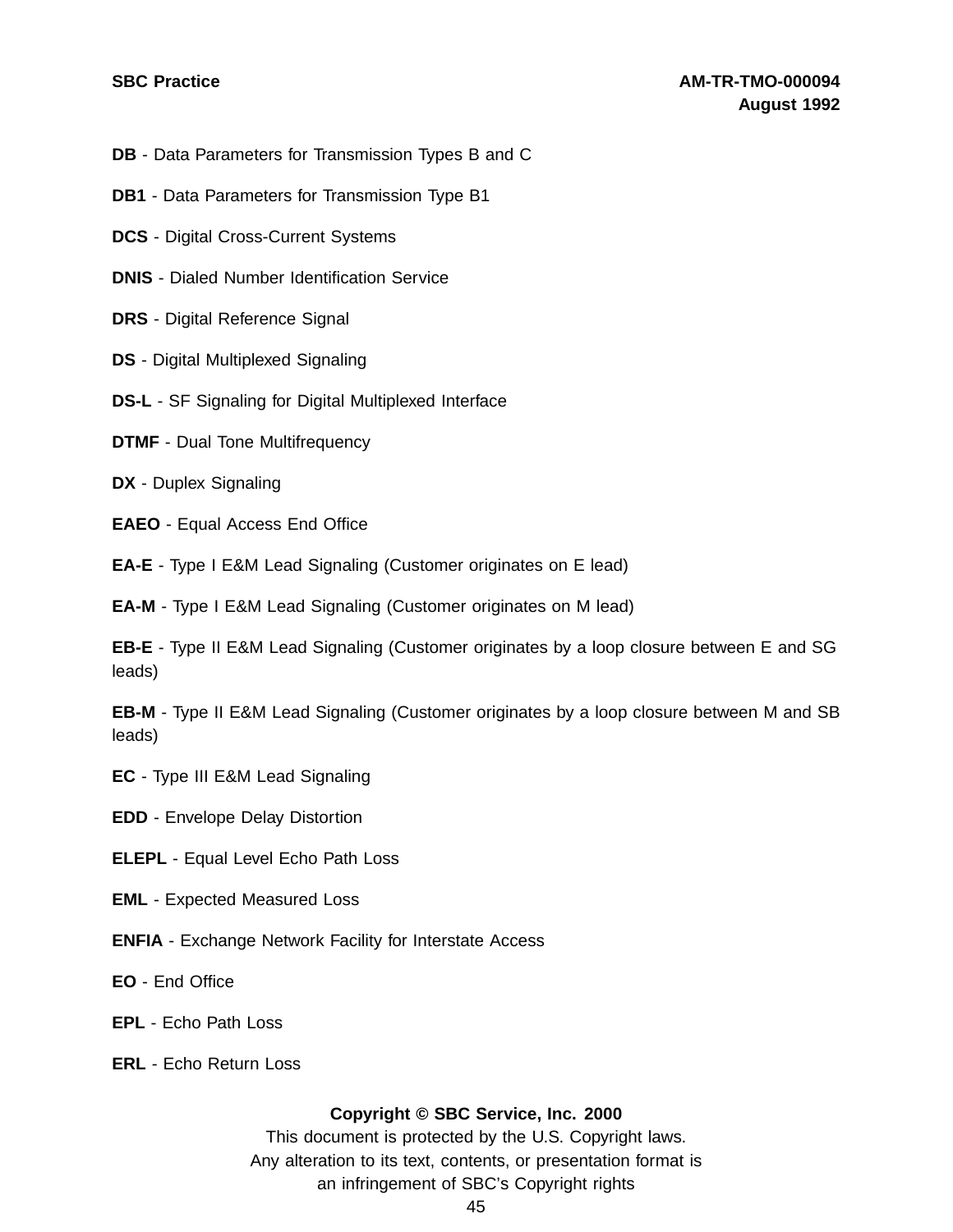**DB** - Data Parameters for Transmission Types B and C

**DB1** - Data Parameters for Transmission Type B1

**DCS** - Digital Cross-Current Systems

**DNIS** - Dialed Number Identification Service

**DRS** - Digital Reference Signal

**DS** - Digital Multiplexed Signaling

**DS-L** - SF Signaling for Digital Multiplexed Interface

**DTMF** - Dual Tone Multifrequency

**DX** - Duplex Signaling

**EAEO** - Equal Access End Office

**EA-E** - Type I E&M Lead Signaling (Customer originates on E lead)

**EA-M** - Type I E&M Lead Signaling (Customer originates on M lead)

**EB-E** - Type II E&M Lead Signaling (Customer originates by a loop closure between E and SG leads)

**EB-M** - Type II E&M Lead Signaling (Customer originates by a loop closure between M and SB leads)

**EC** - Type III E&M Lead Signaling

**EDD** - Envelope Delay Distortion

**ELEPL** - Equal Level Echo Path Loss

**EML** - Expected Measured Loss

**ENFIA** - Exchange Network Facility for Interstate Access

**EO** - End Office

**EPL** - Echo Path Loss

**ERL** - Echo Return Loss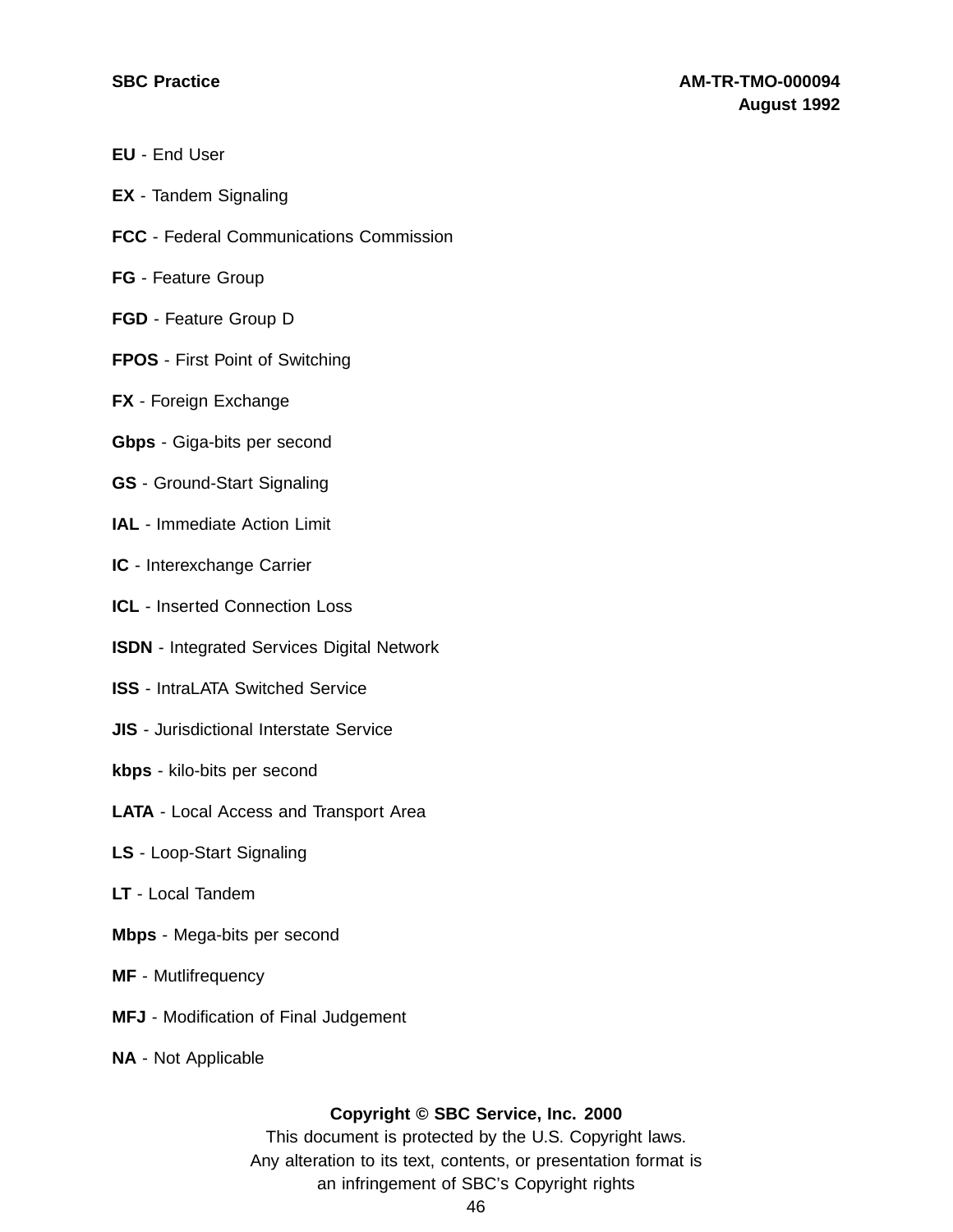**EU** - End User

**EX** - Tandem Signaling

**FCC** - Federal Communications Commission

**FG** - Feature Group

**FGD** - Feature Group D

**FPOS** - First Point of Switching

**FX** - Foreign Exchange

**Gbps** - Giga-bits per second

**GS** - Ground-Start Signaling

**IAL** - Immediate Action Limit

**IC** - Interexchange Carrier

**ICL** - Inserted Connection Loss

**ISDN** - Integrated Services Digital Network

**ISS** - IntraLATA Switched Service

**JIS** - Jurisdictional Interstate Service

**kbps** - kilo-bits per second

**LATA** - Local Access and Transport Area

**LS** - Loop-Start Signaling

**LT** - Local Tandem

**Mbps** - Mega-bits per second

**MF** - Mutlifrequency

**MFJ** - Modification of Final Judgement

**NA** - Not Applicable

**Copyright © SBC Service, Inc. 2000**

This document is protected by the U.S. Copyright laws.
Any alteration to its text, contents, or presentation format is
an infringement of SBC's Copyright rights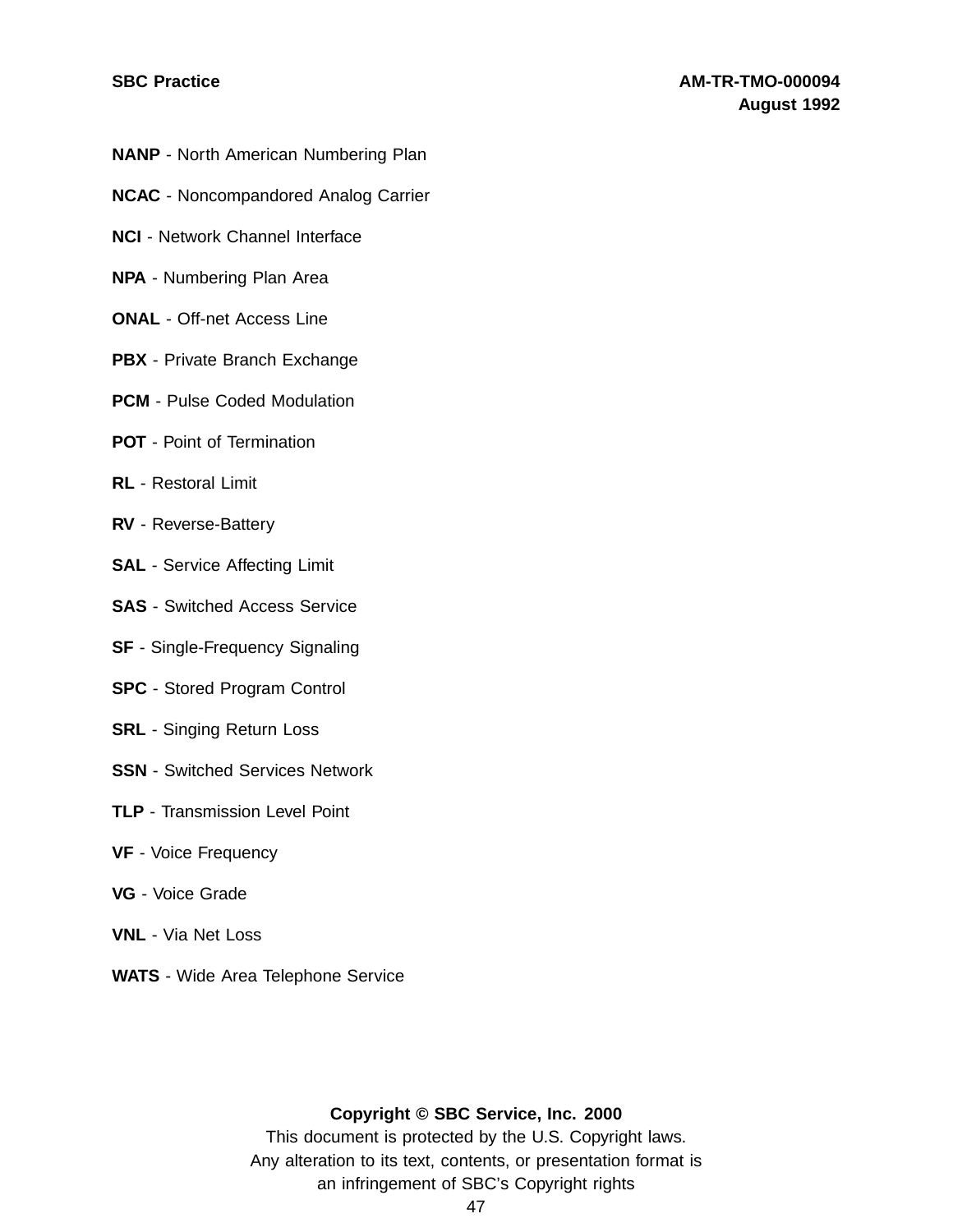**NANP** - North American Numbering Plan

**NCAC** - Noncompandored Analog Carrier

**NCI** - Network Channel Interface

**NPA** - Numbering Plan Area

**ONAL** - Off-net Access Line

**PBX** - Private Branch Exchange

**PCM** - Pulse Coded Modulation

**POT** - Point of Termination

**RL** - Restoral Limit

**RV** - Reverse-Battery

**SAL** - Service Affecting Limit

**SAS** - Switched Access Service

**SF** - Single-Frequency Signaling

**SPC** - Stored Program Control

**SRL** - Singing Return Loss

**SSN** - Switched Services Network

**TLP** - Transmission Level Point

**VF** - Voice Frequency

**VG** - Voice Grade

**VNL** - Via Net Loss

**WATS** - Wide Area Telephone Service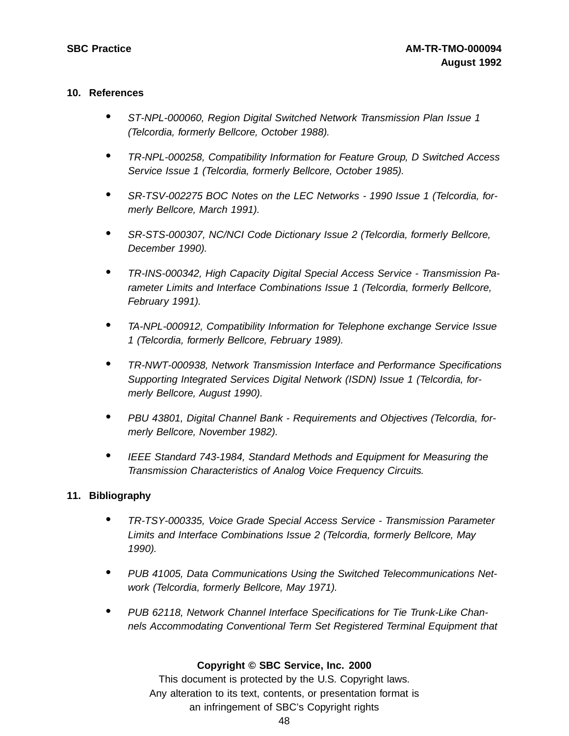## 10. References

- *ST-NPL-000060, Region Digital Switched Network Transmission Plan Issue 1 (Telcordia, formerly Bellcore, October 1988).*
- *TR-NPL-000258, Compatibility Information for Feature Group, D Switched Access Service Issue 1 (Telcordia, formerly Bellcore, October 1985).*
- *SR-TSV-002275 BOC Notes on the LEC Networks - 1990 Issue 1 (Telcordia, formerly Bellcore, March 1991).*
- *SR-STS-000307, NC/NCI Code Dictionary Issue 2 (Telcordia, formerly Bellcore, December 1990).*
- *TR-INS-000342, High Capacity Digital Special Access Service - Transmission Parameter Limits and Interface Combinations Issue 1 (Telcordia, formerly Bellcore, February 1991).*
- *TA-NPL-000912, Compatibility Information for Telephone exchange Service Issue 1 (Telcordia, formerly Bellcore, February 1989).*
- *TR-NWT-000938, Network Transmission Interface and Performance Specifications Supporting Integrated Services Digital Network (ISDN) Issue 1 (Telcordia, formerly Bellcore, August 1990).*
- *PBU 43801, Digital Channel Bank - Requirements and Objectives (Telcordia, formerly Bellcore, November 1982).*
- *IEEE Standard 743-1984, Standard Methods and Equipment for Measuring the Transmission Characteristics of Analog Voice Frequency Circuits.*

## 11. Bibliography

- *TR-TSY-000335, Voice Grade Special Access Service - Transmission Parameter Limits and Interface Combinations Issue 2 (Telcordia, formerly Bellcore, May 1990).*
- *PUB 41005, Data Communications Using the Switched Telecommunications Network (Telcordia, formerly Bellcore, May 1971).*
- *PUB 62118, Network Channel Interface Specifications for Tie Trunk-Like Channels Accommodating Conventional Term Set Registered Terminal Equipment that*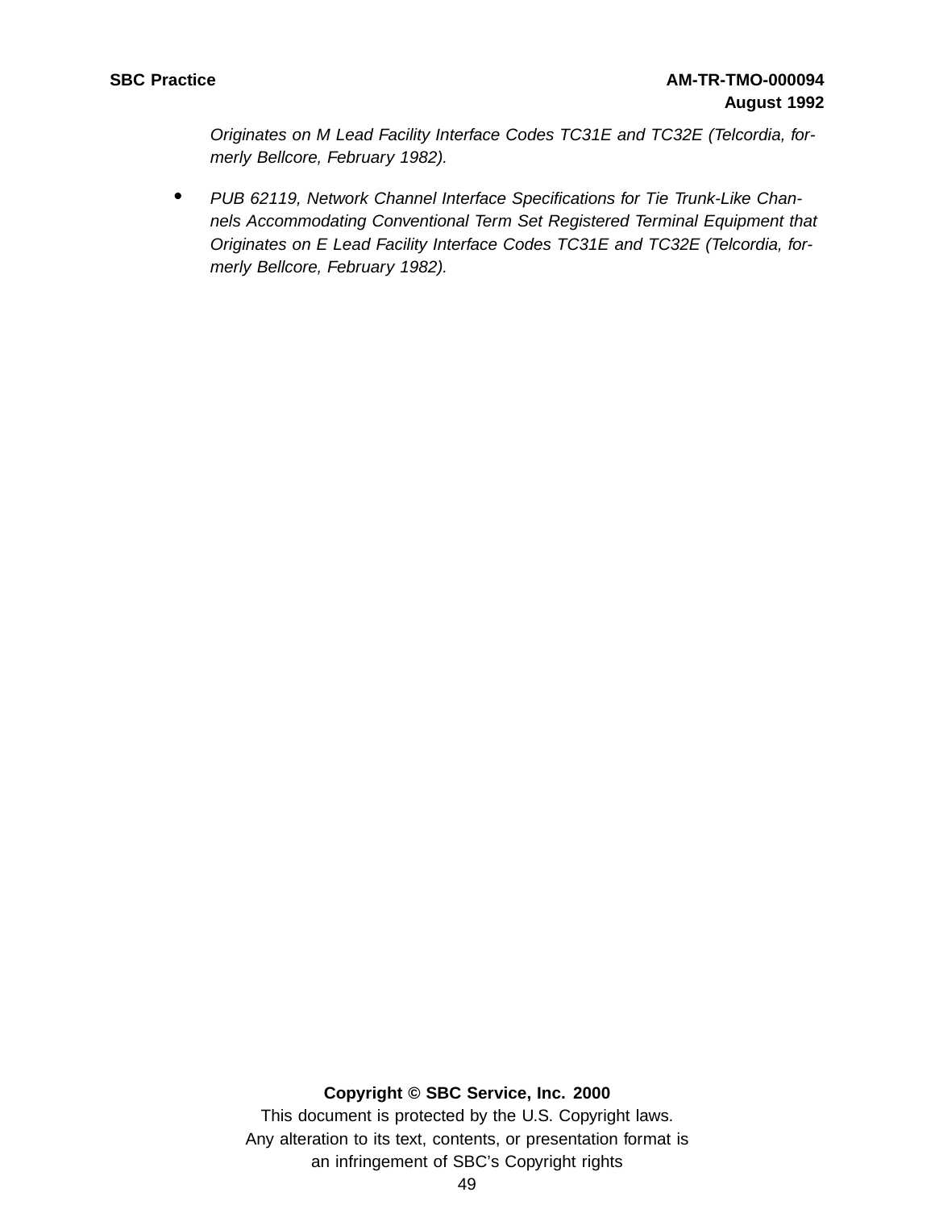*Originates on M Lead Facility Interface Codes TC31E and TC32E (Telcordia, formerly Bellcore, February 1982).*

- *PUB 62119, Network Channel Interface Specifications for Tie Trunk-Like Channels Accommodating Conventional Term Set Registered Terminal Equipment that Originates on E Lead Facility Interface Codes TC31E and TC32E (Telcordia, formerly Bellcore, February 1982).*